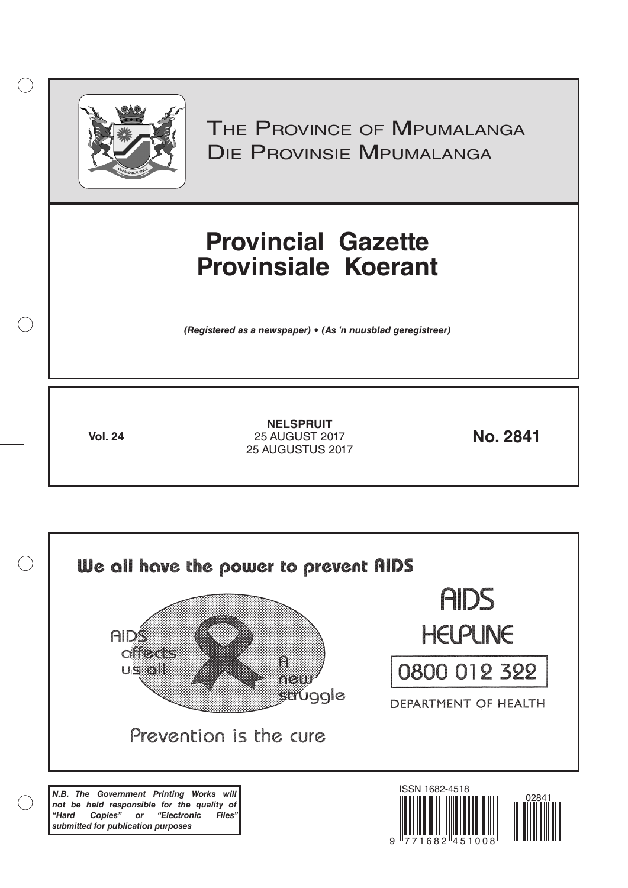# The Province of Mpumalanga
# Die Provinsie Mpumalanga

# Provincial Gazette
# Provinsiale Koerant

*(Registered as a newspaper) • (As 'n nuusblad geregistreer)*

**Vol. 24**

**NELSPRUIT**
25 AUGUST 2017
25 AUGUSTUS 2017

**No. 2841**

**We all have the power to prevent AIDS**

AIDS affects us all

A new struggle

Prevention is the cure

AIDS HELPLINE

0800 012 322

DEPARTMENT OF HEALTH

***N.B. The Government Printing Works will not be held responsible for the quality of "Hard Copies" or "Electronic Files" submitted for publication purposes***

ISSN 1682-4518

02841

9 771682 451008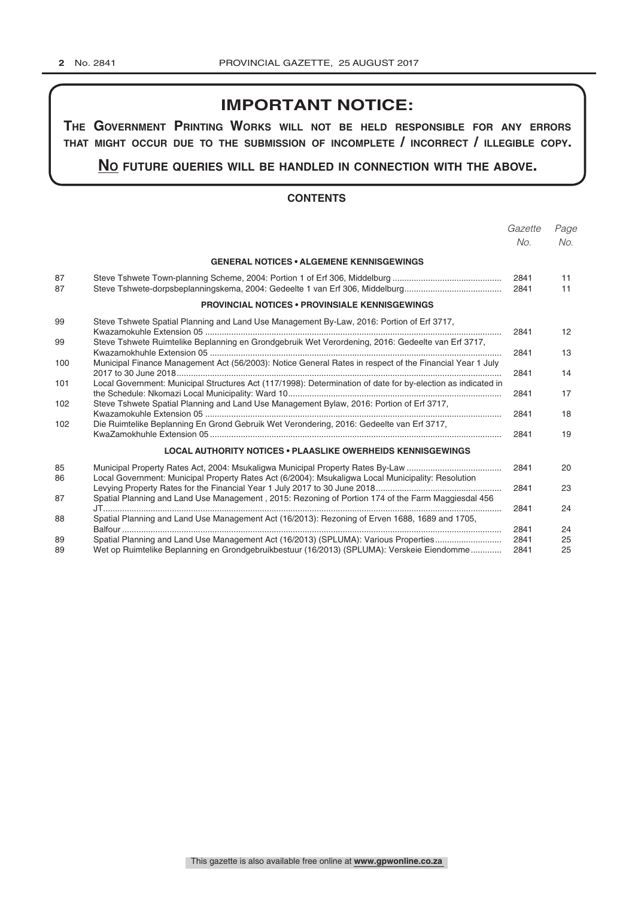## IMPORTANT NOTICE:

**THE GOVERNMENT PRINTING WORKS WILL NOT BE HELD RESPONSIBLE FOR ANY ERRORS THAT MIGHT OCCUR DUE TO THE SUBMISSION OF INCOMPLETE / INCORRECT / ILLEGIBLE COPY.**

**NO FUTURE QUERIES WILL BE HANDLED IN CONNECTION WITH THE ABOVE.**

### CONTENTS

| | | *Gazette No.* | *Page No.* |
|---|---|---|---|
| | **GENERAL NOTICES • ALGEMENE KENNISGEWINGS** | | |
| 87 | Steve Tshwete Town-planning Scheme, 2004: Portion 1 of Erf 306, Middelburg | 2841 | 11 |
| 87 | Steve Tshwete-dorpsbeplanningskema, 2004: Gedeelte 1 van Erf 306, Middelburg | 2841 | 11 |
| | **PROVINCIAL NOTICES • PROVINSIALE KENNISGEWINGS** | | |
| 99 | Steve Tshwete Spatial Planning and Land Use Management By-Law, 2016: Portion of Erf 3717, Kwazamokuhle Extension 05 | 2841 | 12 |
| 99 | Steve Tshwete Ruimtelike Beplanning en Grondgebruik Wet Verordening, 2016: Gedeelte van Erf 3717, Kwazamokhuhle Extension 05 | 2841 | 13 |
| 100 | Municipal Finance Management Act (56/2003): Notice General Rates in respect of the Financial Year 1 July 2017 to 30 June 2018 | 2841 | 14 |
| 101 | Local Government: Municipal Structures Act (117/1998): Determination of date for by-election as indicated in the Schedule: Nkomazi Local Municipality: Ward 10 | 2841 | 17 |
| 102 | Steve Tshwete Spatial Planning and Land Use Management Bylaw, 2016: Portion of Erf 3717, Kwazamokuhle Extension 05 | 2841 | 18 |
| 102 | Die Ruimtelike Beplanning En Grond Gebruik Wet Verondering, 2016: Gedeelte van Erf 3717, KwaZamokhuhle Extension 05 | 2841 | 19 |
| | **LOCAL AUTHORITY NOTICES • PLAASLIKE OWERHEIDS KENNISGEWINGS** | | |
| 85 | Municipal Property Rates Act, 2004: Msukaligwa Municipal Property Rates By-Law | 2841 | 20 |
| 86 | Local Government: Municipal Property Rates Act (6/2004): Msukaligwa Local Municipality: Resolution Levying Property Rates for the Financial Year 1 July 2017 to 30 June 2018 | 2841 | 23 |
| 87 | Spatial Planning and Land Use Management , 2015: Rezoning of Portion 174 of the Farm Maggiesdal 456 JT | 2841 | 24 |
| 88 | Spatial Planning and Land Use Management Act (16/2013): Rezoning of Erven 1688, 1689 and 1705, Balfour | 2841 | 24 |
| 89 | Spatial Planning and Land Use Management Act (16/2013) (SPLUMA): Various Properties | 2841 | 25 |
| 89 | Wet op Ruimtelike Beplanning en Grondgebruikbestuur (16/2013) (SPLUMA): Verskeie Eiendomme | 2841 | 25 |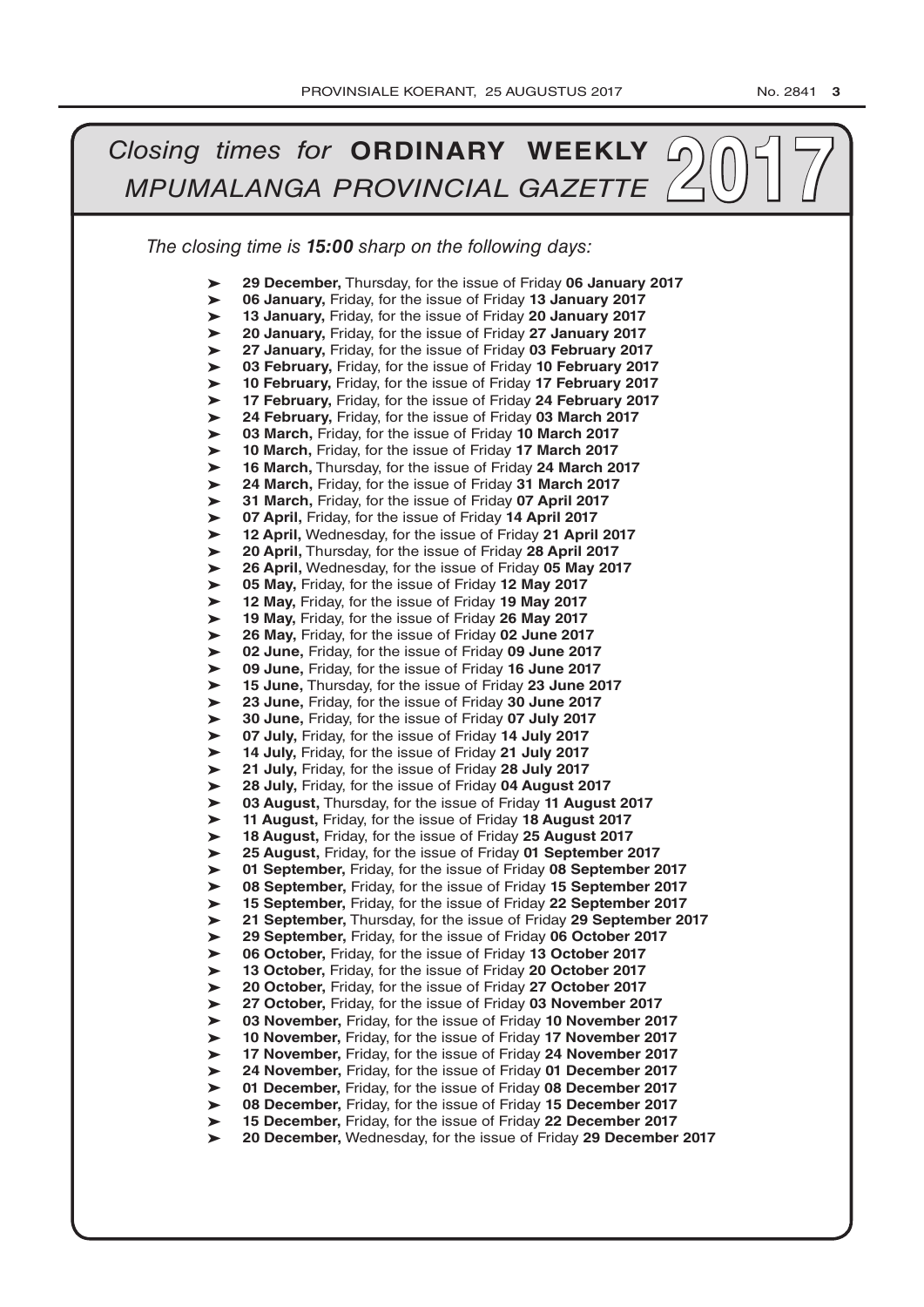# *Closing times for* **ORDINARY WEEKLY** *MPUMALANGA PROVINCIAL GAZETTE* **2017**

*The closing time is **15:00** sharp on the following days:*

- **29 December,** Thursday, for the issue of Friday **06 January 2017**
- **06 January,** Friday, for the issue of Friday **13 January 2017**
- **13 January,** Friday, for the issue of Friday **20 January 2017**
- **20 January,** Friday, for the issue of Friday **27 January 2017**
- **27 January,** Friday, for the issue of Friday **03 February 2017**
- **03 February,** Friday, for the issue of Friday **10 February 2017**
- **10 February,** Friday, for the issue of Friday **17 February 2017**
- **17 February,** Friday, for the issue of Friday **24 February 2017**
- **24 February,** Friday, for the issue of Friday **03 March 2017**
- **03 March,** Friday, for the issue of Friday **10 March 2017**
- **10 March,** Friday, for the issue of Friday **17 March 2017**
- **16 March,** Thursday, for the issue of Friday **24 March 2017**
- **24 March,** Friday, for the issue of Friday **31 March 2017**
- **31 March,** Friday, for the issue of Friday **07 April 2017**
- **07 April,** Friday, for the issue of Friday **14 April 2017**
- **12 April,** Wednesday, for the issue of Friday **21 April 2017**
- **20 April,** Thursday, for the issue of Friday **28 April 2017**
- **26 April,** Wednesday, for the issue of Friday **05 May 2017**
- **05 May,** Friday, for the issue of Friday **12 May 2017**
- **12 May,** Friday, for the issue of Friday **19 May 2017**
- **19 May,** Friday, for the issue of Friday **26 May 2017**
- **26 May,** Friday, for the issue of Friday **02 June 2017**
- **02 June,** Friday, for the issue of Friday **09 June 2017**
- **09 June,** Friday, for the issue of Friday **16 June 2017**
- **15 June,** Thursday, for the issue of Friday **23 June 2017**
- **23 June,** Friday, for the issue of Friday **30 June 2017**
- **30 June,** Friday, for the issue of Friday **07 July 2017**
- **07 July,** Friday, for the issue of Friday **14 July 2017**
- **14 July,** Friday, for the issue of Friday **21 July 2017**
- **21 July,** Friday, for the issue of Friday **28 July 2017**
- **28 July,** Friday, for the issue of Friday **04 August 2017**
- **03 August,** Thursday, for the issue of Friday **11 August 2017**
- **11 August,** Friday, for the issue of Friday **18 August 2017**
- **18 August,** Friday, for the issue of Friday **25 August 2017**
- **25 August,** Friday, for the issue of Friday **01 September 2017**
- **01 September,** Friday, for the issue of Friday **08 September 2017**
- **08 September,** Friday, for the issue of Friday **15 September 2017**
- **15 September,** Friday, for the issue of Friday **22 September 2017**
- **21 September,** Thursday, for the issue of Friday **29 September 2017**
- **29 September,** Friday, for the issue of Friday **06 October 2017**
- **06 October,** Friday, for the issue of Friday **13 October 2017**
- **13 October,** Friday, for the issue of Friday **20 October 2017**
- **20 October,** Friday, for the issue of Friday **27 October 2017**
- **27 October,** Friday, for the issue of Friday **03 November 2017**
- **03 November,** Friday, for the issue of Friday **10 November 2017**
- **10 November,** Friday, for the issue of Friday **17 November 2017**
- **17 November,** Friday, for the issue of Friday **24 November 2017**
- **24 November,** Friday, for the issue of Friday **01 December 2017**
- **01 December,** Friday, for the issue of Friday **08 December 2017**
- **08 December,** Friday, for the issue of Friday **15 December 2017**
- **15 December,** Friday, for the issue of Friday **22 December 2017**
- **20 December,** Wednesday, for the issue of Friday **29 December 2017**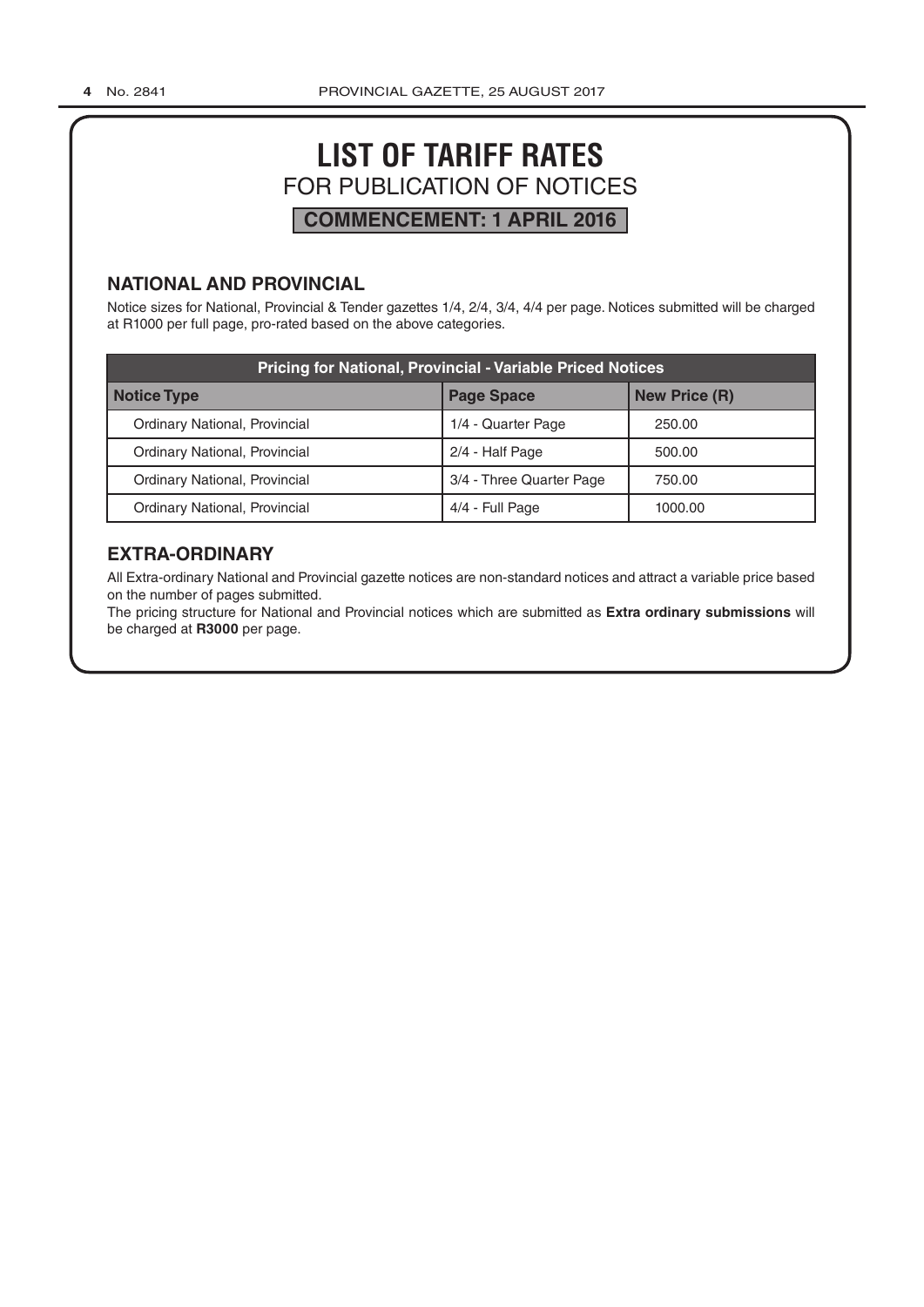# LIST OF TARIFF RATES

## FOR PUBLICATION OF NOTICES

**COMMENCEMENT: 1 APRIL 2016**

### NATIONAL AND PROVINCIAL

Notice sizes for National, Provincial & Tender gazettes 1/4, 2/4, 3/4, 4/4 per page. Notices submitted will be charged at R1000 per full page, pro-rated based on the above categories.

| Pricing for National, Provincial - Variable Priced Notices | | |
|---|---|---|
| **Notice Type** | **Page Space** | **New Price (R)** |
| Ordinary National, Provincial | 1/4 - Quarter Page | 250.00 |
| Ordinary National, Provincial | 2/4 - Half Page | 500.00 |
| Ordinary National, Provincial | 3/4 - Three Quarter Page | 750.00 |
| Ordinary National, Provincial | 4/4 - Full Page | 1000.00 |

### EXTRA-ORDINARY

All Extra-ordinary National and Provincial gazette notices are non-standard notices and attract a variable price based on the number of pages submitted.

The pricing structure for National and Provincial notices which are submitted as **Extra ordinary submissions** will be charged at **R3000** per page.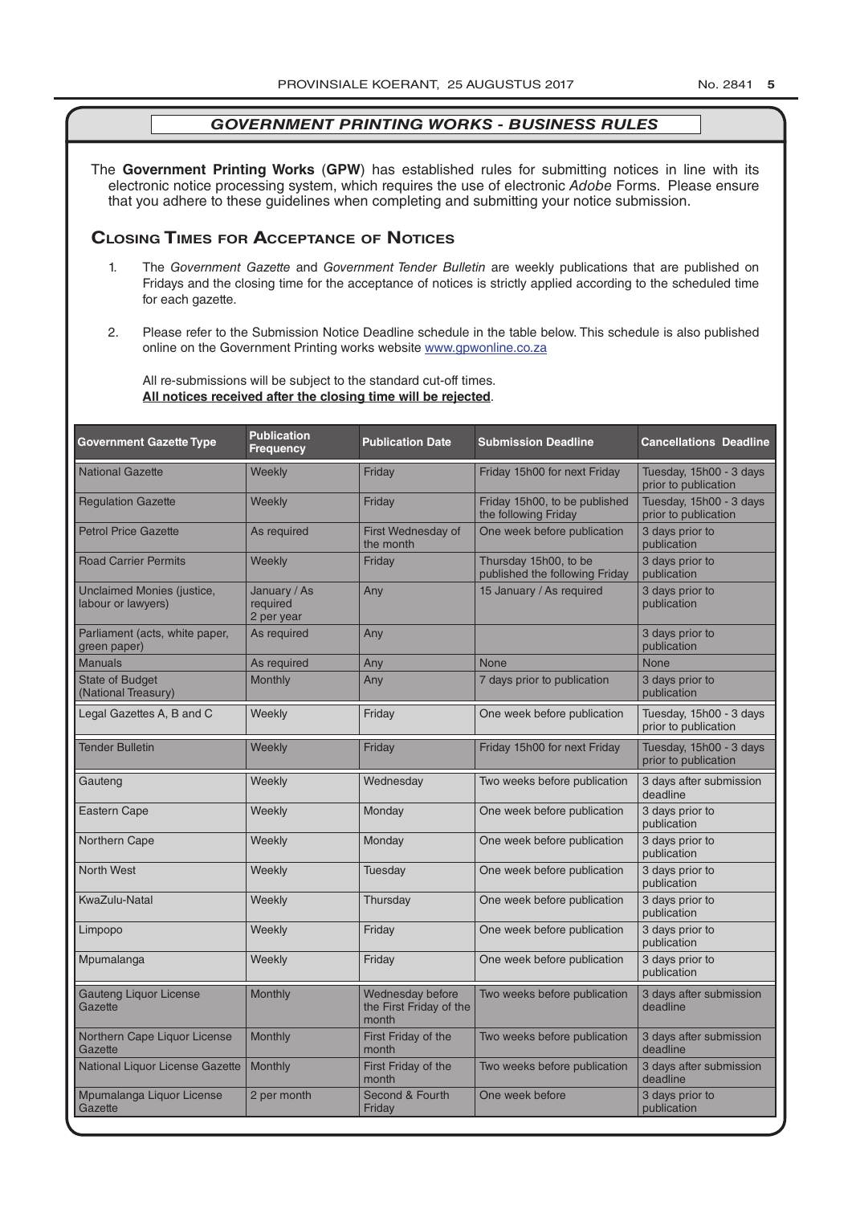## *GOVERNMENT PRINTING WORKS - BUSINESS RULES*

The **Government Printing Works** (**GPW**) has established rules for submitting notices in line with its electronic notice processing system, which requires the use of electronic *Adobe* Forms. Please ensure that you adhere to these guidelines when completing and submitting your notice submission.

### Closing Times for Acceptance of Notices

1. The *Government Gazette* and *Government Tender Bulletin* are weekly publications that are published on Fridays and the closing time for the acceptance of notices is strictly applied according to the scheduled time for each gazette.

2. Please refer to the Submission Notice Deadline schedule in the table below. This schedule is also published online on the Government Printing works website www.gpwonline.co.za

   All re-submissions will be subject to the standard cut-off times.
   **All notices received after the closing time will be rejected**.

| Government Gazette Type | Publication Frequency | Publication Date | Submission Deadline | Cancellations Deadline |
|---|---|---|---|---|
| National Gazette | Weekly | Friday | Friday 15h00 for next Friday | Tuesday, 15h00 - 3 days prior to publication |
| Regulation Gazette | Weekly | Friday | Friday 15h00, to be published the following Friday | Tuesday, 15h00 - 3 days prior to publication |
| Petrol Price Gazette | As required | First Wednesday of the month | One week before publication | 3 days prior to publication |
| Road Carrier Permits | Weekly | Friday | Thursday 15h00, to be published the following Friday | 3 days prior to publication |
| Unclaimed Monies (justice, labour or lawyers) | January / As required 2 per year | Any | 15 January / As required | 3 days prior to publication |
| Parliament (acts, white paper, green paper) | As required | Any | | 3 days prior to publication |
| Manuals | As required | Any | None | None |
| State of Budget (National Treasury) | Monthly | Any | 7 days prior to publication | 3 days prior to publication |
| Legal Gazettes A, B and C | Weekly | Friday | One week before publication | Tuesday, 15h00 - 3 days prior to publication |
| Tender Bulletin | Weekly | Friday | Friday 15h00 for next Friday | Tuesday, 15h00 - 3 days prior to publication |
| Gauteng | Weekly | Wednesday | Two weeks before publication | 3 days after submission deadline |
| Eastern Cape | Weekly | Monday | One week before publication | 3 days prior to publication |
| Northern Cape | Weekly | Monday | One week before publication | 3 days prior to publication |
| North West | Weekly | Tuesday | One week before publication | 3 days prior to publication |
| KwaZulu-Natal | Weekly | Thursday | One week before publication | 3 days prior to publication |
| Limpopo | Weekly | Friday | One week before publication | 3 days prior to publication |
| Mpumalanga | Weekly | Friday | One week before publication | 3 days prior to publication |
| Gauteng Liquor License Gazette | Monthly | Wednesday before the First Friday of the month | Two weeks before publication | 3 days after submission deadline |
| Northern Cape Liquor License Gazette | Monthly | First Friday of the month | Two weeks before publication | 3 days after submission deadline |
| National Liquor License Gazette | Monthly | First Friday of the month | Two weeks before publication | 3 days after submission deadline |
| Mpumalanga Liquor License Gazette | 2 per month | Second & Fourth Friday | One week before | 3 days prior to publication |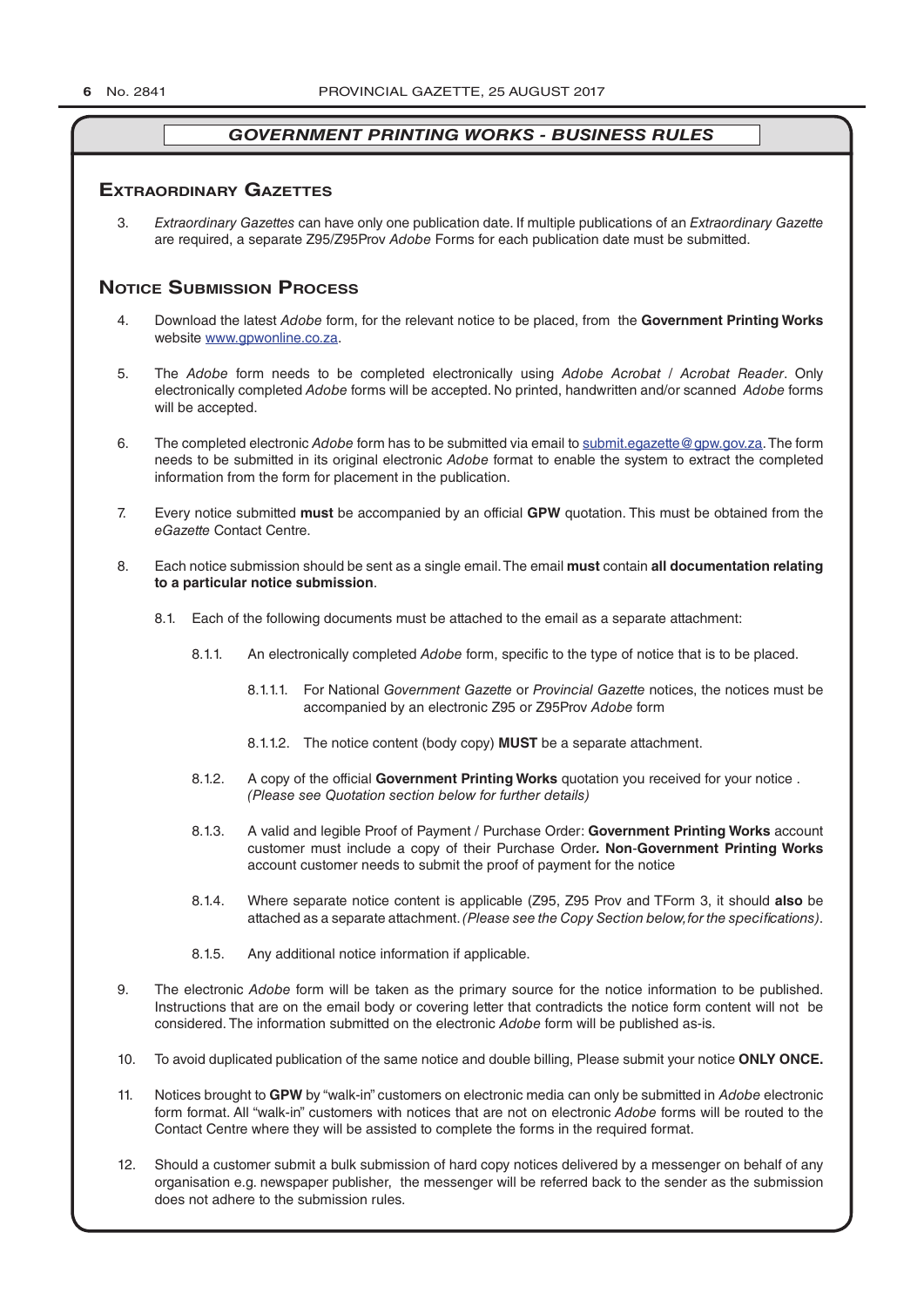## *GOVERNMENT PRINTING WORKS - BUSINESS RULES*

## Extraordinary Gazettes

3. *Extraordinary Gazettes* can have only one publication date. If multiple publications of an *Extraordinary Gazette* are required, a separate Z95/Z95Prov *Adobe* Forms for each publication date must be submitted.

## Notice Submission Process

4. Download the latest *Adobe* form, for the relevant notice to be placed, from the **Government Printing Works** website www.gpwonline.co.za.

5. The *Adobe* form needs to be completed electronically using *Adobe Acrobat* / *Acrobat Reader*. Only electronically completed *Adobe* forms will be accepted. No printed, handwritten and/or scanned *Adobe* forms will be accepted.

6. The completed electronic *Adobe* form has to be submitted via email to submit.egazette@gpw.gov.za. The form needs to be submitted in its original electronic *Adobe* format to enable the system to extract the completed information from the form for placement in the publication.

7. Every notice submitted **must** be accompanied by an official **GPW** quotation. This must be obtained from the *eGazette* Contact Centre.

8. Each notice submission should be sent as a single email. The email **must** contain **all documentation relating to a particular notice submission**.

   8.1. Each of the following documents must be attached to the email as a separate attachment:

      8.1.1. An electronically completed *Adobe* form, specific to the type of notice that is to be placed.

         8.1.1.1. For National *Government Gazette* or *Provincial Gazette* notices, the notices must be accompanied by an electronic Z95 or Z95Prov *Adobe* form

         8.1.1.2. The notice content (body copy) **MUST** be a separate attachment.

      8.1.2. A copy of the official **Government Printing Works** quotation you received for your notice . *(Please see Quotation section below for further details)*

      8.1.3. A valid and legible Proof of Payment / Purchase Order: **Government Printing Works** account customer must include a copy of their Purchase Order**. Non**-**Government Printing Works** account customer needs to submit the proof of payment for the notice

      8.1.4. Where separate notice content is applicable (Z95, Z95 Prov and TForm 3, it should **also** be attached as a separate attachment. *(Please see the Copy Section below, for the specifications)*.

      8.1.5. Any additional notice information if applicable.

9. The electronic *Adobe* form will be taken as the primary source for the notice information to be published. Instructions that are on the email body or covering letter that contradicts the notice form content will not be considered. The information submitted on the electronic *Adobe* form will be published as-is.

10. To avoid duplicated publication of the same notice and double billing, Please submit your notice **ONLY ONCE.**

11. Notices brought to **GPW** by "walk-in" customers on electronic media can only be submitted in *Adobe* electronic form format. All "walk-in" customers with notices that are not on electronic *Adobe* forms will be routed to the Contact Centre where they will be assisted to complete the forms in the required format.

12. Should a customer submit a bulk submission of hard copy notices delivered by a messenger on behalf of any organisation e.g. newspaper publisher, the messenger will be referred back to the sender as the submission does not adhere to the submission rules.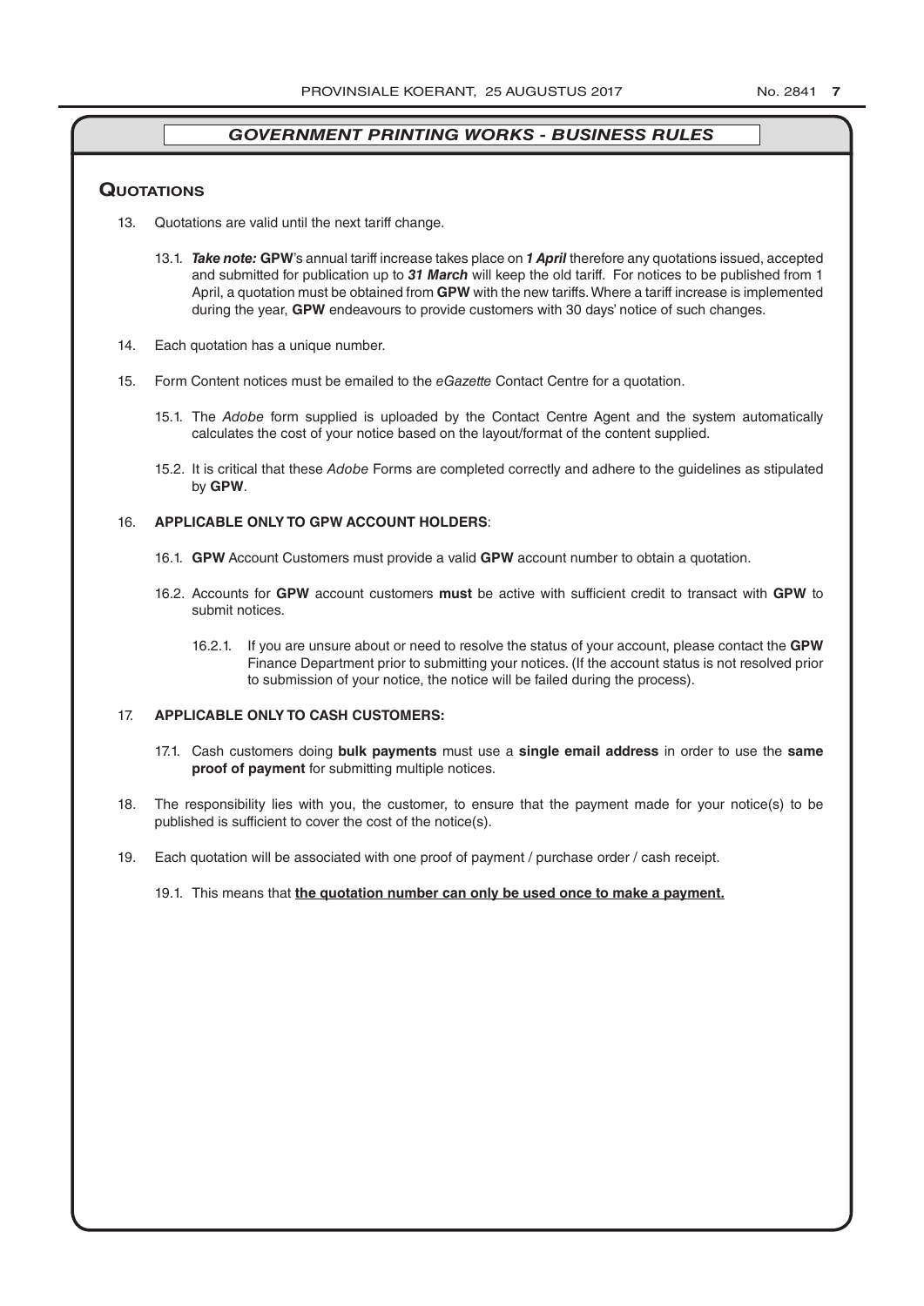## *GOVERNMENT PRINTING WORKS - BUSINESS RULES*

### Quotations

13. Quotations are valid until the next tariff change.

    13.1. ***Take note:*** **GPW**'s annual tariff increase takes place on ***1 April*** therefore any quotations issued, accepted and submitted for publication up to ***31 March*** will keep the old tariff. For notices to be published from 1 April, a quotation must be obtained from **GPW** with the new tariffs. Where a tariff increase is implemented during the year, **GPW** endeavours to provide customers with 30 days' notice of such changes.

14. Each quotation has a unique number.

15. Form Content notices must be emailed to the *eGazette* Contact Centre for a quotation.

    15.1. The *Adobe* form supplied is uploaded by the Contact Centre Agent and the system automatically calculates the cost of your notice based on the layout/format of the content supplied.

    15.2. It is critical that these *Adobe* Forms are completed correctly and adhere to the guidelines as stipulated by **GPW**.

16. **APPLICABLE ONLY TO GPW ACCOUNT HOLDERS**:

    16.1. **GPW** Account Customers must provide a valid **GPW** account number to obtain a quotation.

    16.2. Accounts for **GPW** account customers **must** be active with sufficient credit to transact with **GPW** to submit notices.

    16.2.1. If you are unsure about or need to resolve the status of your account, please contact the **GPW** Finance Department prior to submitting your notices. (If the account status is not resolved prior to submission of your notice, the notice will be failed during the process).

17. **APPLICABLE ONLY TO CASH CUSTOMERS:**

    17.1. Cash customers doing **bulk payments** must use a **single email address** in order to use the **same proof of payment** for submitting multiple notices.

18. The responsibility lies with you, the customer, to ensure that the payment made for your notice(s) to be published is sufficient to cover the cost of the notice(s).

19. Each quotation will be associated with one proof of payment / purchase order / cash receipt.

    19.1. This means that **the quotation number can only be used once to make a payment.**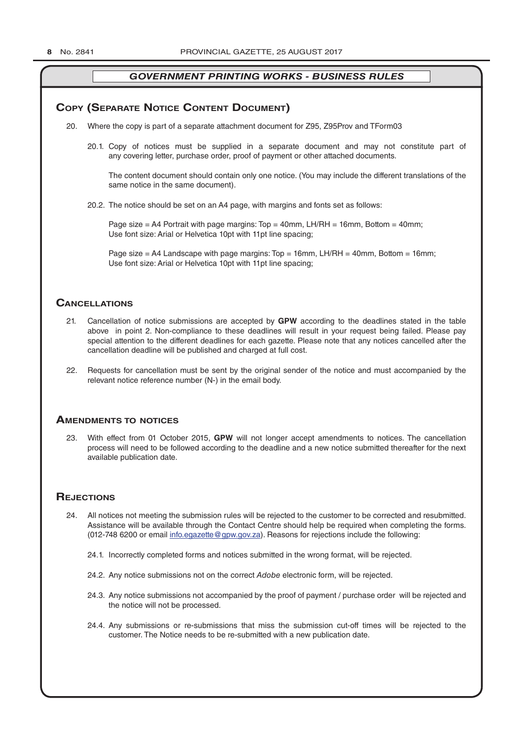## GOVERNMENT PRINTING WORKS - BUSINESS RULES

### Copy (Separate Notice Content Document)

20. Where the copy is part of a separate attachment document for Z95, Z95Prov and TForm03

    20.1. Copy of notices must be supplied in a separate document and may not constitute part of any covering letter, purchase order, proof of payment or other attached documents.

    The content document should contain only one notice. (You may include the different translations of the same notice in the same document).

    20.2. The notice should be set on an A4 page, with margins and fonts set as follows:

    Page size = A4 Portrait with page margins: Top = 40mm, LH/RH = 16mm, Bottom = 40mm;
    Use font size: Arial or Helvetica 10pt with 11pt line spacing;

    Page size = A4 Landscape with page margins: Top = 16mm, LH/RH = 40mm, Bottom = 16mm;
    Use font size: Arial or Helvetica 10pt with 11pt line spacing;

### Cancellations

21. Cancellation of notice submissions are accepted by **GPW** according to the deadlines stated in the table above in point 2. Non-compliance to these deadlines will result in your request being failed. Please pay special attention to the different deadlines for each gazette. Please note that any notices cancelled after the cancellation deadline will be published and charged at full cost.

22. Requests for cancellation must be sent by the original sender of the notice and must accompanied by the relevant notice reference number (N-) in the email body.

### Amendments to notices

23. With effect from 01 October 2015, **GPW** will not longer accept amendments to notices. The cancellation process will need to be followed according to the deadline and a new notice submitted thereafter for the next available publication date.

### Rejections

24. All notices not meeting the submission rules will be rejected to the customer to be corrected and resubmitted. Assistance will be available through the Contact Centre should help be required when completing the forms. (012-748 6200 or email info.egazette@gpw.gov.za). Reasons for rejections include the following:

    24.1. Incorrectly completed forms and notices submitted in the wrong format, will be rejected.

    24.2. Any notice submissions not on the correct *Adobe* electronic form, will be rejected.

    24.3. Any notice submissions not accompanied by the proof of payment / purchase order will be rejected and the notice will not be processed.

    24.4. Any submissions or re-submissions that miss the submission cut-off times will be rejected to the customer. The Notice needs to be re-submitted with a new publication date.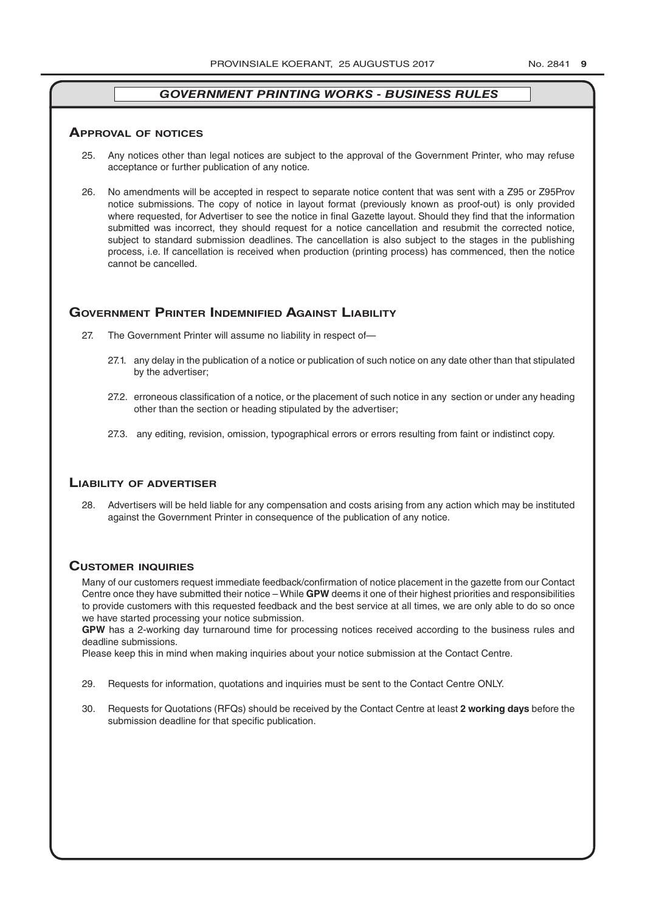## *GOVERNMENT PRINTING WORKS - BUSINESS RULES*

### Approval of notices

25. Any notices other than legal notices are subject to the approval of the Government Printer, who may refuse acceptance or further publication of any notice.

26. No amendments will be accepted in respect to separate notice content that was sent with a Z95 or Z95Prov notice submissions. The copy of notice in layout format (previously known as proof-out) is only provided where requested, for Advertiser to see the notice in final Gazette layout. Should they find that the information submitted was incorrect, they should request for a notice cancellation and resubmit the corrected notice, subject to standard submission deadlines. The cancellation is also subject to the stages in the publishing process, i.e. If cancellation is received when production (printing process) has commenced, then the notice cannot be cancelled.

### Government Printer Indemnified Against Liability

27. The Government Printer will assume no liability in respect of—

    27.1. any delay in the publication of a notice or publication of such notice on any date other than that stipulated by the advertiser;

    27.2. erroneous classification of a notice, or the placement of such notice in any section or under any heading other than the section or heading stipulated by the advertiser;

    27.3. any editing, revision, omission, typographical errors or errors resulting from faint or indistinct copy.

### Liability of advertiser

28. Advertisers will be held liable for any compensation and costs arising from any action which may be instituted against the Government Printer in consequence of the publication of any notice.

### Customer inquiries

Many of our customers request immediate feedback/confirmation of notice placement in the gazette from our Contact Centre once they have submitted their notice – While **GPW** deems it one of their highest priorities and responsibilities to provide customers with this requested feedback and the best service at all times, we are only able to do so once we have started processing your notice submission.

**GPW** has a 2-working day turnaround time for processing notices received according to the business rules and deadline submissions.

Please keep this in mind when making inquiries about your notice submission at the Contact Centre.

29. Requests for information, quotations and inquiries must be sent to the Contact Centre ONLY.

30. Requests for Quotations (RFQs) should be received by the Contact Centre at least **2 working days** before the submission deadline for that specific publication.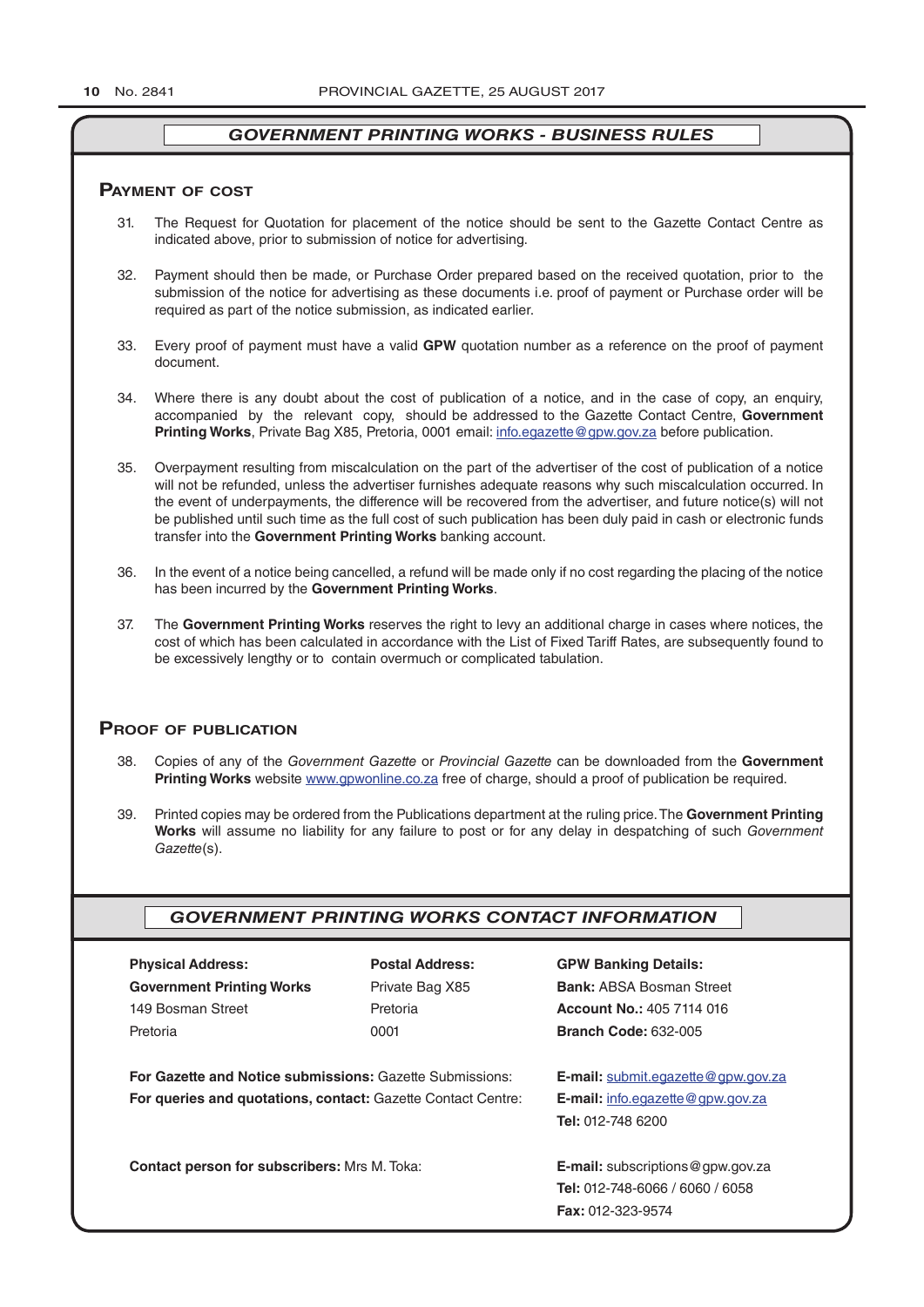## GOVERNMENT PRINTING WORKS - BUSINESS RULES

### Payment of cost

31. The Request for Quotation for placement of the notice should be sent to the Gazette Contact Centre as indicated above, prior to submission of notice for advertising.

32. Payment should then be made, or Purchase Order prepared based on the received quotation, prior to the submission of the notice for advertising as these documents i.e. proof of payment or Purchase order will be required as part of the notice submission, as indicated earlier.

33. Every proof of payment must have a valid **GPW** quotation number as a reference on the proof of payment document.

34. Where there is any doubt about the cost of publication of a notice, and in the case of copy, an enquiry, accompanied by the relevant copy, should be addressed to the Gazette Contact Centre, **Government Printing Works**, Private Bag X85, Pretoria, 0001 email: info.egazette@gpw.gov.za before publication.

35. Overpayment resulting from miscalculation on the part of the advertiser of the cost of publication of a notice will not be refunded, unless the advertiser furnishes adequate reasons why such miscalculation occurred. In the event of underpayments, the difference will be recovered from the advertiser, and future notice(s) will not be published until such time as the full cost of such publication has been duly paid in cash or electronic funds transfer into the **Government Printing Works** banking account.

36. In the event of a notice being cancelled, a refund will be made only if no cost regarding the placing of the notice has been incurred by the **Government Printing Works**.

37. The **Government Printing Works** reserves the right to levy an additional charge in cases where notices, the cost of which has been calculated in accordance with the List of Fixed Tariff Rates, are subsequently found to be excessively lengthy or to contain overmuch or complicated tabulation.

### Proof of publication

38. Copies of any of the *Government Gazette* or *Provincial Gazette* can be downloaded from the **Government Printing Works** website www.gpwonline.co.za free of charge, should a proof of publication be required.

39. Printed copies may be ordered from the Publications department at the ruling price. The **Government Printing Works** will assume no liability for any failure to post or for any delay in despatching of such *Government Gazette*(s).

## GOVERNMENT PRINTING WORKS CONTACT INFORMATION

| **Physical Address:** | **Postal Address:** | **GPW Banking Details:** |
|---|---|---|
| **Government Printing Works** | Private Bag X85 | **Bank:** ABSA Bosman Street |
| 149 Bosman Street | Pretoria | **Account No.:** 405 7114 016 |
| Pretoria | 0001 | **Branch Code:** 632-005 |

**For Gazette and Notice submissions:** Gazette Submissions: **E-mail:** submit.egazette@gpw.gov.za

**For queries and quotations, contact:** Gazette Contact Centre: **E-mail:** info.egazette@gpw.gov.za
**Tel:** 012-748 6200

**Contact person for subscribers:** Mrs M. Toka: **E-mail:** subscriptions@gpw.gov.za
**Tel:** 012-748-6066 / 6060 / 6058
**Fax:** 012-323-9574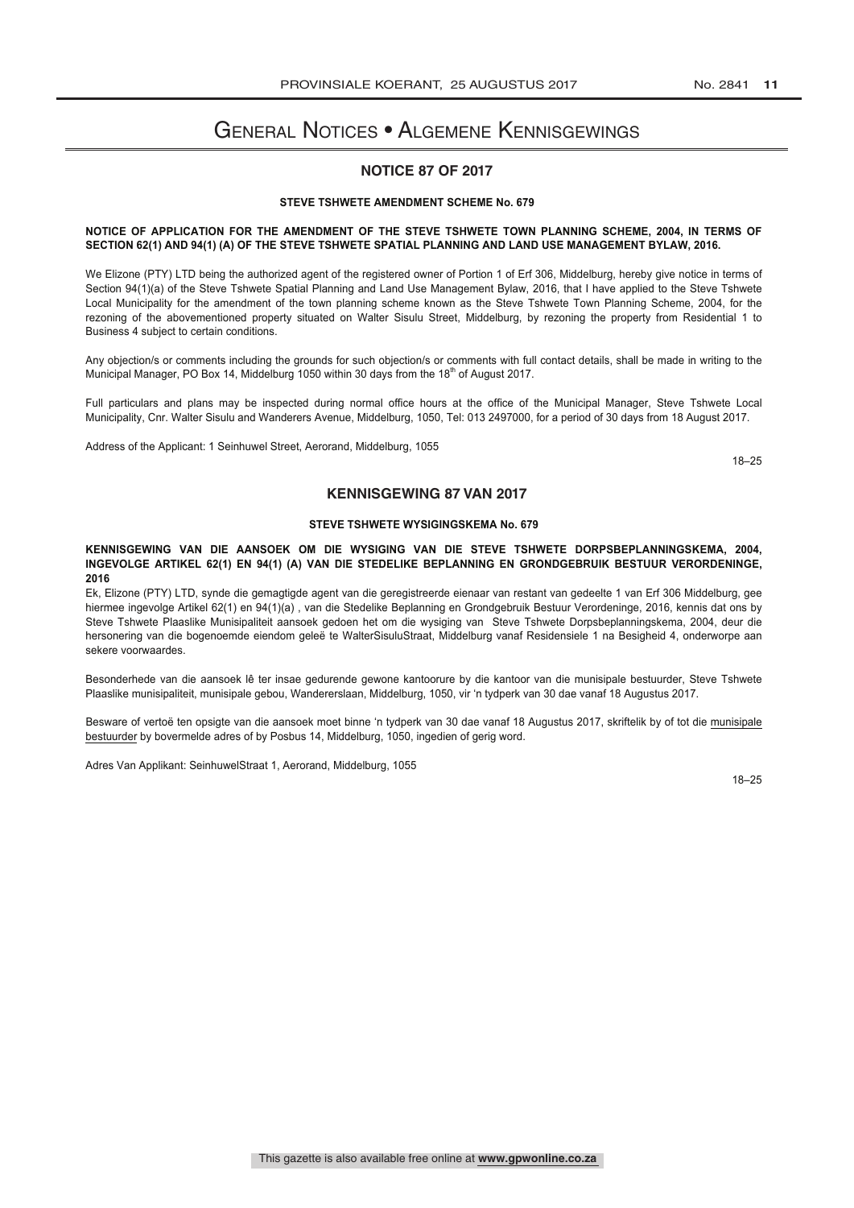# General Notices • Algemene Kennisgewings

## NOTICE 87 OF 2017

### STEVE TSHWETE AMENDMENT SCHEME No. 679

**NOTICE OF APPLICATION FOR THE AMENDMENT OF THE STEVE TSHWETE TOWN PLANNING SCHEME, 2004, IN TERMS OF SECTION 62(1) AND 94(1) (A) OF THE STEVE TSHWETE SPATIAL PLANNING AND LAND USE MANAGEMENT BYLAW, 2016.**

We Elizone (PTY) LTD being the authorized agent of the registered owner of Portion 1 of Erf 306, Middelburg, hereby give notice in terms of Section 94(1)(a) of the Steve Tshwete Spatial Planning and Land Use Management Bylaw, 2016, that I have applied to the Steve Tshwete Local Municipality for the amendment of the town planning scheme known as the Steve Tshwete Town Planning Scheme, 2004, for the rezoning of the abovementioned property situated on Walter Sisulu Street, Middelburg, by rezoning the property from Residential 1 to Business 4 subject to certain conditions.

Any objection/s or comments including the grounds for such objection/s or comments with full contact details, shall be made in writing to the Municipal Manager, PO Box 14, Middelburg 1050 within 30 days from the 18th of August 2017.

Full particulars and plans may be inspected during normal office hours at the office of the Municipal Manager, Steve Tshwete Local Municipality, Cnr. Walter Sisulu and Wanderers Avenue, Middelburg, 1050, Tel: 013 2497000, for a period of 30 days from 18 August 2017.

Address of the Applicant: 1 Seinhuwel Street, Aerorand, Middelburg, 1055

18–25

## KENNISGEWING 87 VAN 2017

### STEVE TSHWETE WYSIGINGSKEMA No. 679

**KENNISGEWING VAN DIE AANSOEK OM DIE WYSIGING VAN DIE STEVE TSHWETE DORPSBEPLANNINGSKEMA, 2004, INGEVOLGE ARTIKEL 62(1) EN 94(1) (A) VAN DIE STEDELIKE BEPLANNING EN GRONDGEBRUIK BESTUUR VERORDENINGE, 2016**

Ek, Elizone (PTY) LTD, synde die gemagtigde agent van die geregistreerde eienaar van restant van gedeelte 1 van Erf 306 Middelburg, gee hiermee ingevolge Artikel 62(1) en 94(1)(a) , van die Stedelike Beplanning en Grondgebruik Bestuur Verordeninge, 2016, kennis dat ons by Steve Tshwete Plaaslike Munisipaliteit aansoek gedoen het om die wysiging van Steve Tshwete Dorpsbeplanningskema, 2004, deur die hersonering van die bogenoemde eiendom geleë te WalterSisuluStraat, Middelburg vanaf Residensiele 1 na Besigheid 4, onderworpe aan sekere voorwaardes.

Besonderhede van die aansoek lê ter insae gedurende gewone kantoorure by die kantoor van die munisipale bestuurder, Steve Tshwete Plaaslike munisipaliteit, munisipale gebou, Wandererslaan, Middelburg, 1050, vir 'n tydperk van 30 dae vanaf 18 Augustus 2017.

Besware of vertoë ten opsigte van die aansoek moet binne 'n tydperk van 30 dae vanaf 18 Augustus 2017, skriftelik by of tot die munisipale bestuurder by bovermelde adres of by Posbus 14, Middelburg, 1050, ingedien of gerig word.

Adres Van Applikant: SeinhuwelStraat 1, Aerorand, Middelburg, 1055

18–25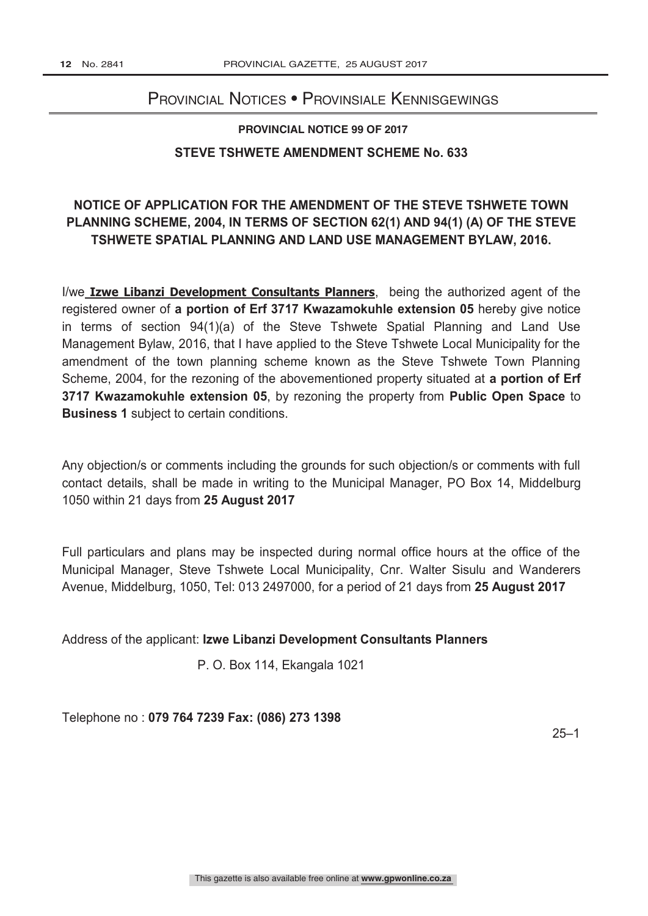# Provincial Notices • Provinsiale Kennisgewings

## PROVINCIAL NOTICE 99 OF 2017

## STEVE TSHWETE AMENDMENT SCHEME No. 633

### NOTICE OF APPLICATION FOR THE AMENDMENT OF THE STEVE TSHWETE TOWN PLANNING SCHEME, 2004, IN TERMS OF SECTION 62(1) AND 94(1) (A) OF THE STEVE TSHWETE SPATIAL PLANNING AND LAND USE MANAGEMENT BYLAW, 2016.

I/we **Izwe Libanzi Development Consultants Planners**, being the authorized agent of the registered owner of **a portion of Erf 3717 Kwazamokuhle extension 05** hereby give notice in terms of section 94(1)(a) of the Steve Tshwete Spatial Planning and Land Use Management Bylaw, 2016, that I have applied to the Steve Tshwete Local Municipality for the amendment of the town planning scheme known as the Steve Tshwete Town Planning Scheme, 2004, for the rezoning of the abovementioned property situated at **a portion of Erf 3717 Kwazamokuhle extension 05**, by rezoning the property from **Public Open Space** to **Business 1** subject to certain conditions.

Any objection/s or comments including the grounds for such objection/s or comments with full contact details, shall be made in writing to the Municipal Manager, PO Box 14, Middelburg 1050 within 21 days from **25 August 2017**

Full particulars and plans may be inspected during normal office hours at the office of the Municipal Manager, Steve Tshwete Local Municipality, Cnr. Walter Sisulu and Wanderers Avenue, Middelburg, 1050, Tel: 013 2497000, for a period of 21 days from **25 August 2017**

Address of the applicant: **Izwe Libanzi Development Consultants Planners**

P. O. Box 114, Ekangala 1021

Telephone no : **079 764 7239 Fax: (086) 273 1398**

25–1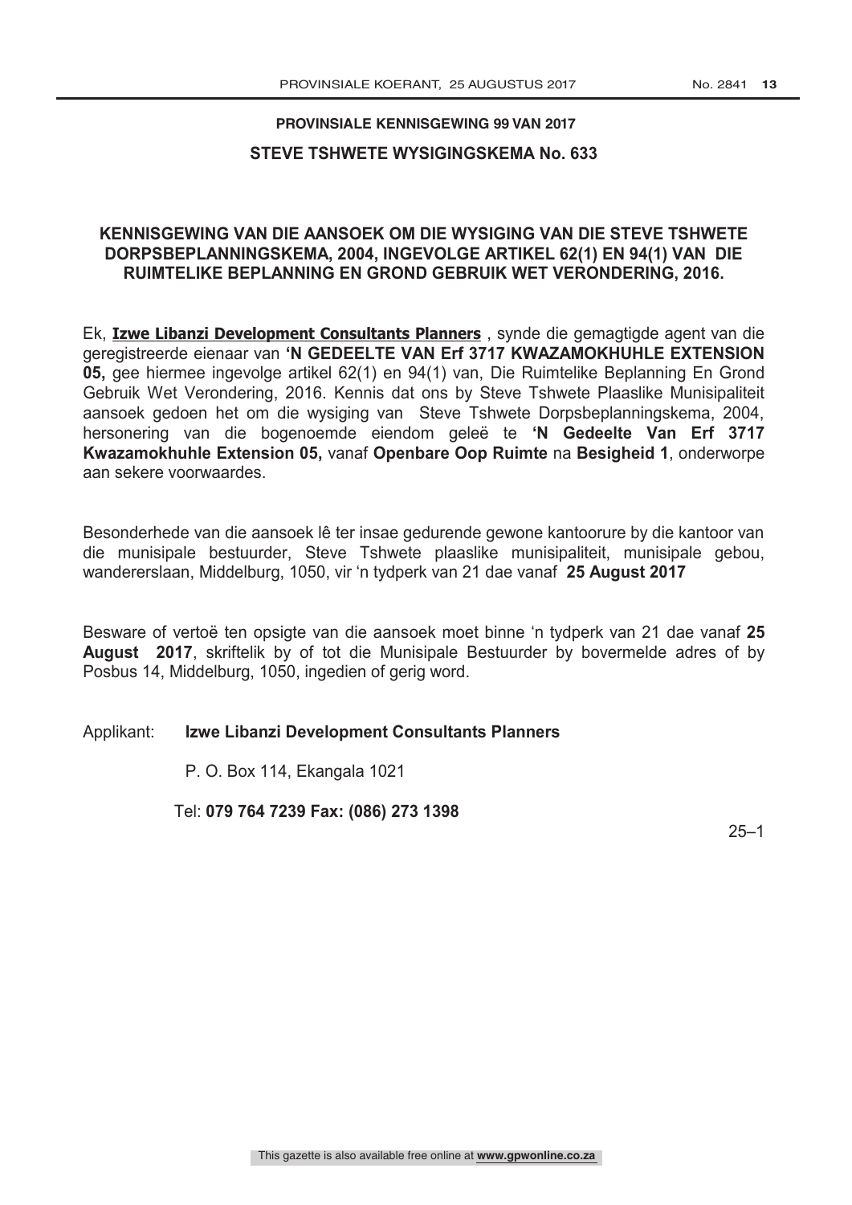## PROVINSIALE KENNISGEWING 99 VAN 2017

## STEVE TSHWETE WYSIGINGSKEMA No. 633

### KENNISGEWING VAN DIE AANSOEK OM DIE WYSIGING VAN DIE STEVE TSHWETE DORPSBEPLANNINGSKEMA, 2004, INGEVOLGE ARTIKEL 62(1) EN 94(1) VAN DIE RUIMTELIKE BEPLANNING EN GROND GEBRUIK WET VERONDERING, 2016.

Ek, **Izwe Libanzi Development Consultants Planners** , synde die gemagtigde agent van die geregistreerde eienaar van **'N GEDEELTE VAN Erf 3717 KWAZAMOKHUHLE EXTENSION 05,** gee hiermee ingevolge artikel 62(1) en 94(1) van, Die Ruimtelike Beplanning En Grond Gebruik Wet Verondering, 2016. Kennis dat ons by Steve Tshwete Plaaslike Munisipaliteit aansoek gedoen het om die wysiging van Steve Tshwete Dorpsbeplanningskema, 2004, hersonering van die bogenoemde eiendom geleë te **'N Gedeelte Van Erf 3717 Kwazamokhuhle Extension 05,** vanaf **Openbare Oop Ruimte** na **Besigheid 1**, onderworpe aan sekere voorwaardes.

Besonderhede van die aansoek lê ter insae gedurende gewone kantoorure by die kantoor van die munisipale bestuurder, Steve Tshwete plaaslike munisipaliteit, munisipale gebou, wandererslaan, Middelburg, 1050, vir 'n tydperk van 21 dae vanaf **25 August 2017**

Besware of vertoë ten opsigte van die aansoek moet binne 'n tydperk van 21 dae vanaf **25 August 2017**, skriftelik by of tot die Munisipale Bestuurder by bovermelde adres of by Posbus 14, Middelburg, 1050, ingedien of gerig word.

Applikant: **Izwe Libanzi Development Consultants Planners**

P. O. Box 114, Ekangala 1021

Tel: **079 764 7239 Fax: (086) 273 1398**

25–1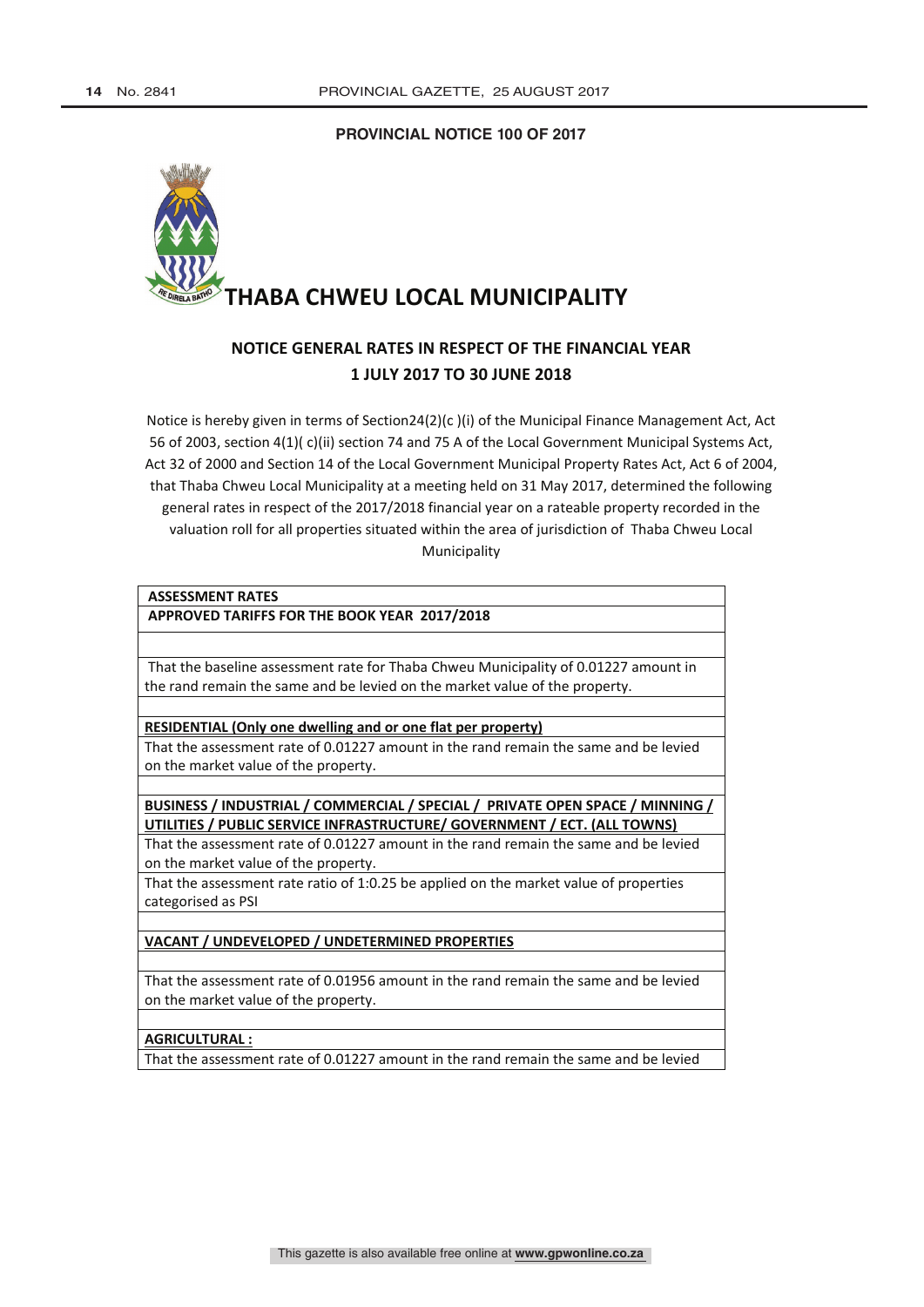## PROVINCIAL NOTICE 100 OF 2017

# THABA CHWEU LOCAL MUNICIPALITY

## NOTICE GENERAL RATES IN RESPECT OF THE FINANCIAL YEAR 1 JULY 2017 TO 30 JUNE 2018

Notice is hereby given in terms of Section24(2)(c )(i) of the Municipal Finance Management Act, Act 56 of 2003, section 4(1)( c)(ii) section 74 and 75 A of the Local Government Municipal Systems Act, Act 32 of 2000 and Section 14 of the Local Government Municipal Property Rates Act, Act 6 of 2004, that Thaba Chweu Local Municipality at a meeting held on 31 May 2017, determined the following general rates in respect of the 2017/2018 financial year on a rateable property recorded in the valuation roll for all properties situated within the area of jurisdiction of Thaba Chweu Local Municipality

| **ASSESSMENT RATES** |
|---|
| **APPROVED TARIFFS FOR THE BOOK YEAR 2017/2018** |
| |
| That the baseline assessment rate for Thaba Chweu Municipality of 0.01227 amount in the rand remain the same and be levied on the market value of the property. |
| |
| **RESIDENTIAL (Only one dwelling and or one flat per property)** |
| That the assessment rate of 0.01227 amount in the rand remain the same and be levied on the market value of the property. |
| |
| **BUSINESS / INDUSTRIAL / COMMERCIAL / SPECIAL / PRIVATE OPEN SPACE / MINNING / UTILITIES / PUBLIC SERVICE INFRASTRUCTURE/ GOVERNMENT / ECT. (ALL TOWNS)** |
| That the assessment rate of 0.01227 amount in the rand remain the same and be levied on the market value of the property. |
| That the assessment rate ratio of 1:0.25 be applied on the market value of properties categorised as PSI |
| |
| **VACANT / UNDEVELOPED / UNDETERMINED PROPERTIES** |
| |
| That the assessment rate of 0.01956 amount in the rand remain the same and be levied on the market value of the property. |
| |
| **AGRICULTURAL :** |
| That the assessment rate of 0.01227 amount in the rand remain the same and be levied |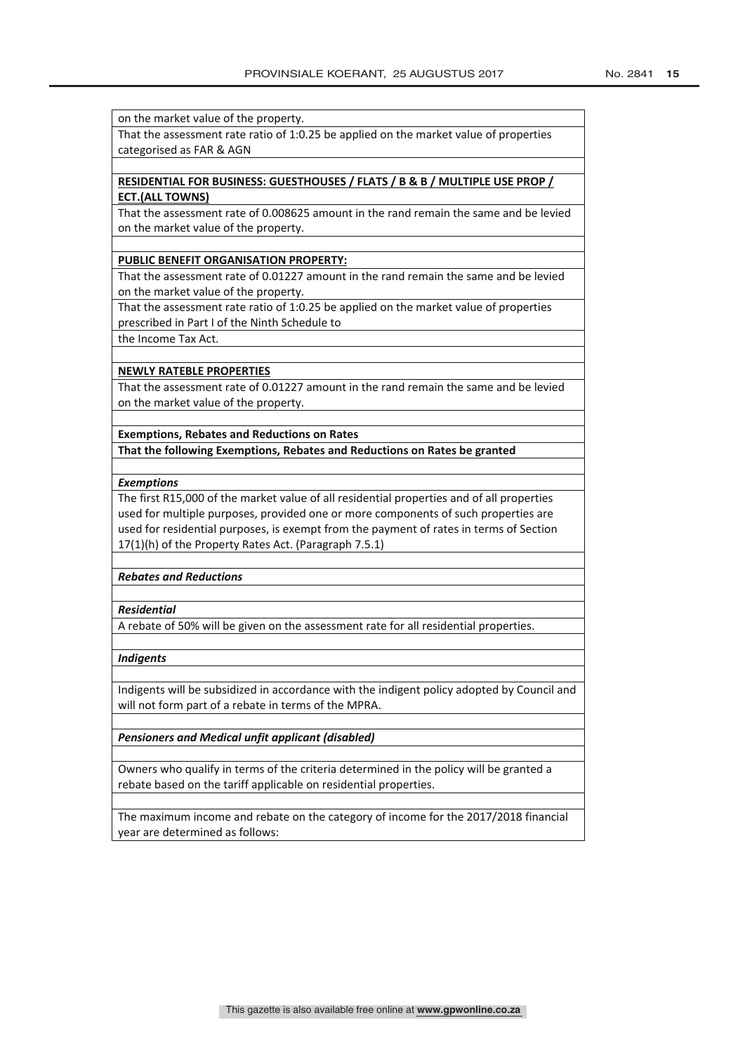on the market value of the property.

That the assessment rate ratio of 1:0.25 be applied on the market value of properties categorised as FAR & AGN

**RESIDENTIAL FOR BUSINESS: GUESTHOUSES / FLATS / B & B / MULTIPLE USE PROP / ECT.(ALL TOWNS)**

That the assessment rate of 0.008625 amount in the rand remain the same and be levied on the market value of the property.

**PUBLIC BENEFIT ORGANISATION PROPERTY:**

That the assessment rate of 0.01227 amount in the rand remain the same and be levied on the market value of the property.

That the assessment rate ratio of 1:0.25 be applied on the market value of properties prescribed in Part I of the Ninth Schedule to

the Income Tax Act.

**NEWLY RATEBLE PROPERTIES**

That the assessment rate of 0.01227 amount in the rand remain the same and be levied on the market value of the property.

**Exemptions, Rebates and Reductions on Rates**

**That the following Exemptions, Rebates and Reductions on Rates be granted**

***Exemptions***

The first R15,000 of the market value of all residential properties and of all properties used for multiple purposes, provided one or more components of such properties are used for residential purposes, is exempt from the payment of rates in terms of Section 17(1)(h) of the Property Rates Act. (Paragraph 7.5.1)

***Rebates and Reductions***

***Residential***

A rebate of 50% will be given on the assessment rate for all residential properties.

***Indigents***

Indigents will be subsidized in accordance with the indigent policy adopted by Council and will not form part of a rebate in terms of the MPRA.

***Pensioners and Medical unfit applicant (disabled)***

Owners who qualify in terms of the criteria determined in the policy will be granted a rebate based on the tariff applicable on residential properties.

The maximum income and rebate on the category of income for the 2017/2018 financial year are determined as follows: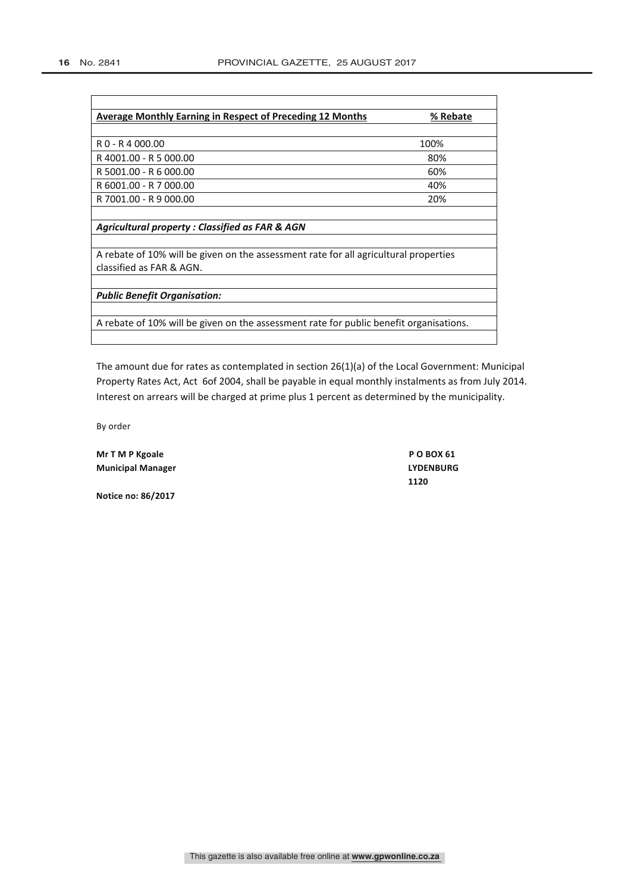| Average Monthly Earning in Respect of Preceding 12 Months | % Rebate |
|---|---|
| R 0 - R 4 000.00 | 100% |
| R 4001.00 - R 5 000.00 | 80% |
| R 5001.00 - R 6 000.00 | 60% |
| R 6001.00 - R 7 000.00 | 40% |
| R 7001.00 - R 9 000.00 | 20% |

***Agricultural property : Classified as FAR & AGN***

A rebate of 10% will be given on the assessment rate for all agricultural properties classified as FAR & AGN.

***Public Benefit Organisation:***

A rebate of 10% will be given on the assessment rate for public benefit organisations.

The amount due for rates as contemplated in section 26(1)(a) of the Local Government: Municipal Property Rates Act, Act 6of 2004, shall be payable in equal monthly instalments as from July 2014. Interest on arrears will be charged at prime plus 1 percent as determined by the municipality.

By order

**Mr T M P Kgoale**
**Municipal Manager**

**P O BOX 61**
**LYDENBURG**
**1120**

**Notice no: 86/2017**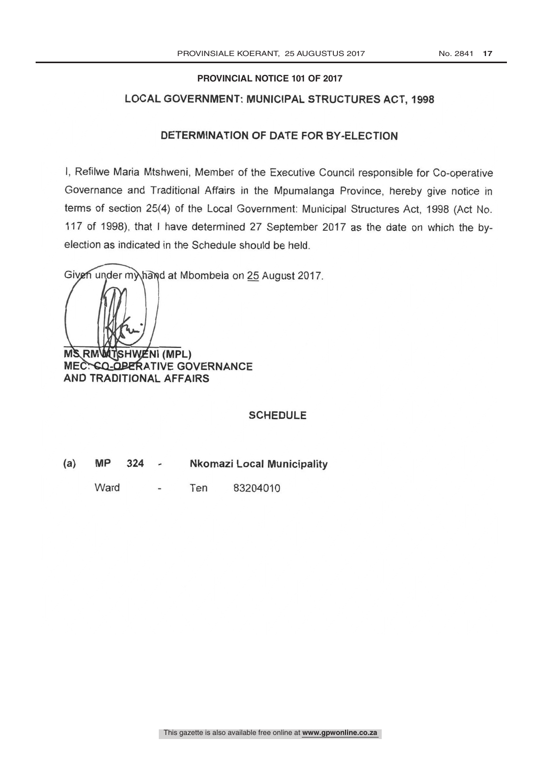**PROVINCIAL NOTICE 101 OF 2017**

## LOCAL GOVERNMENT: MUNICIPAL STRUCTURES ACT, 1998

## DETERMINATION OF DATE FOR BY-ELECTION

I, Refilwe Maria Mtshweni, Member of the Executive Council responsible for Co-operative Governance and Traditional Affairs in the Mpumalanga Province, hereby give notice in terms of section 25(4) of the Local Government: Municipal Structures Act, 1998 (Act No. 117 of 1998), that I have determined 27 September 2017 as the date on which the by-election as indicated in the Schedule should be held.

Given under my hand at Mbombela on 25 August 2017.

**MS RM MTSHWENI (MPL)**
**MEC: CO-OPERATIVE GOVERNANCE AND TRADITIONAL AFFAIRS**

### SCHEDULE

(a) **MP 324 - Nkomazi Local Municipality**

Ward - Ten 83204010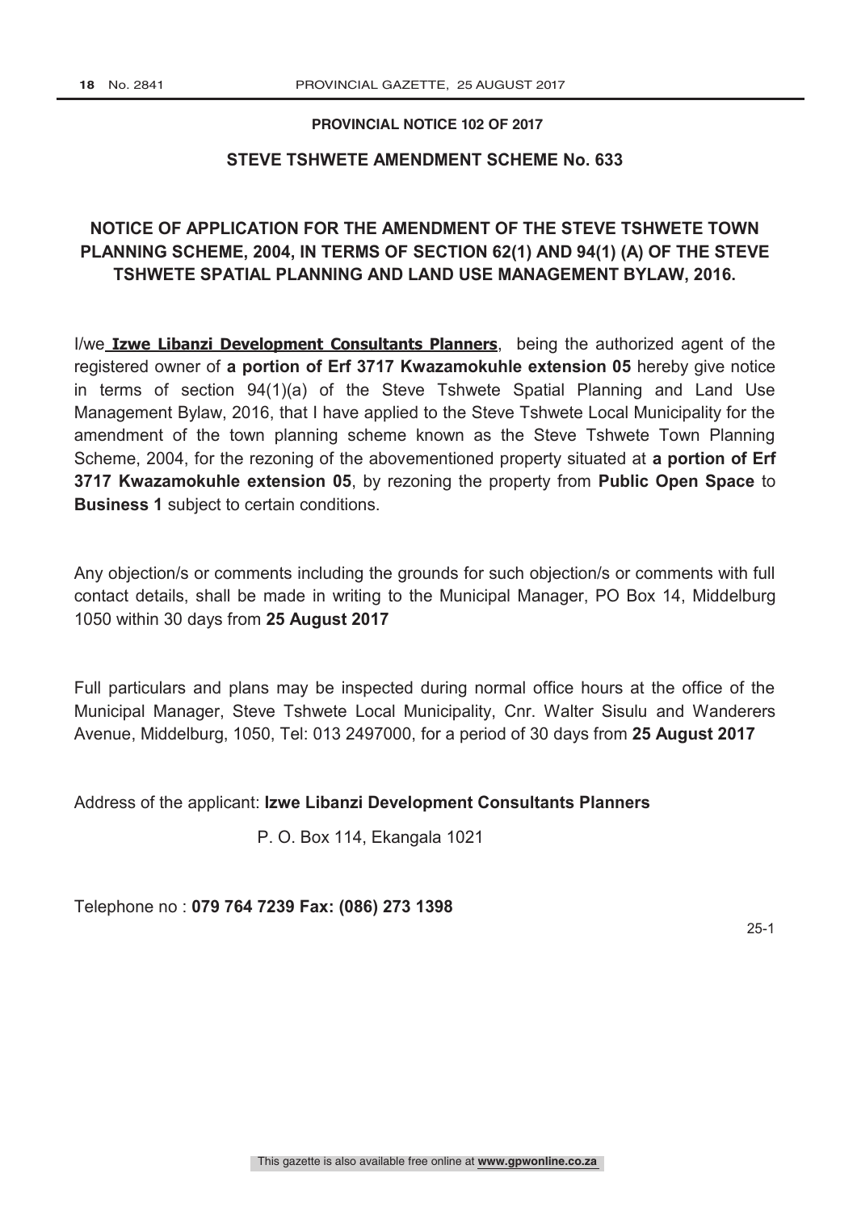## PROVINCIAL NOTICE 102 OF 2017

## STEVE TSHWETE AMENDMENT SCHEME No. 633

### NOTICE OF APPLICATION FOR THE AMENDMENT OF THE STEVE TSHWETE TOWN PLANNING SCHEME, 2004, IN TERMS OF SECTION 62(1) AND 94(1) (A) OF THE STEVE TSHWETE SPATIAL PLANNING AND LAND USE MANAGEMENT BYLAW, 2016.

I/we **Izwe Libanzi Development Consultants Planners**, being the authorized agent of the registered owner of **a portion of Erf 3717 Kwazamokuhle extension 05** hereby give notice in terms of section 94(1)(a) of the Steve Tshwete Spatial Planning and Land Use Management Bylaw, 2016, that I have applied to the Steve Tshwete Local Municipality for the amendment of the town planning scheme known as the Steve Tshwete Town Planning Scheme, 2004, for the rezoning of the abovementioned property situated at **a portion of Erf 3717 Kwazamokuhle extension 05**, by rezoning the property from **Public Open Space** to **Business 1** subject to certain conditions.

Any objection/s or comments including the grounds for such objection/s or comments with full contact details, shall be made in writing to the Municipal Manager, PO Box 14, Middelburg 1050 within 30 days from **25 August 2017**

Full particulars and plans may be inspected during normal office hours at the office of the Municipal Manager, Steve Tshwete Local Municipality, Cnr. Walter Sisulu and Wanderers Avenue, Middelburg, 1050, Tel: 013 2497000, for a period of 30 days from **25 August 2017**

Address of the applicant: **Izwe Libanzi Development Consultants Planners**

P. O. Box 114, Ekangala 1021

Telephone no : **079 764 7239 Fax: (086) 273 1398**

25-1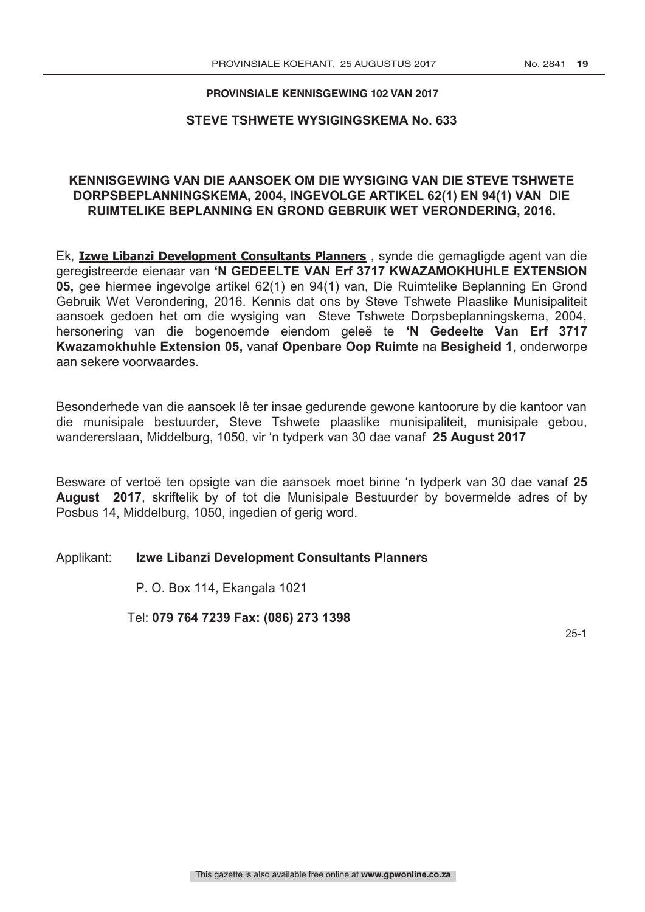**PROVINSIALE KENNISGEWING 102 VAN 2017**

**STEVE TSHWETE WYSIGINGSKEMA No. 633**

**KENNISGEWING VAN DIE AANSOEK OM DIE WYSIGING VAN DIE STEVE TSHWETE DORPSBEPLANNINGSKEMA, 2004, INGEVOLGE ARTIKEL 62(1) EN 94(1) VAN DIE RUIMTELIKE BEPLANNING EN GROND GEBRUIK WET VERONDERING, 2016.**

Ek, **Izwe Libanzi Development Consultants Planners** , synde die gemagtigde agent van die geregistreerde eienaar van **'N GEDEELTE VAN Erf 3717 KWAZAMOKHUHLE EXTENSION 05,** gee hiermee ingevolge artikel 62(1) en 94(1) van, Die Ruimtelike Beplanning En Grond Gebruik Wet Verondering, 2016. Kennis dat ons by Steve Tshwete Plaaslike Munisipaliteit aansoek gedoen het om die wysiging van Steve Tshwete Dorpsbeplanningskema, 2004, hersonering van die bogenoemde eiendom geleë te **'N Gedeelte Van Erf 3717 Kwazamokhuhle Extension 05,** vanaf **Openbare Oop Ruimte** na **Besigheid 1**, onderworpe aan sekere voorwaardes.

Besonderhede van die aansoek lê ter insae gedurende gewone kantoorure by die kantoor van die munisipale bestuurder, Steve Tshwete plaaslike munisipaliteit, munisipale gebou, wandererslaan, Middelburg, 1050, vir 'n tydperk van 30 dae vanaf **25 August 2017**

Besware of vertoë ten opsigte van die aansoek moet binne 'n tydperk van 30 dae vanaf **25 August 2017**, skriftelik by of tot die Munisipale Bestuurder by bovermelde adres of by Posbus 14, Middelburg, 1050, ingedien of gerig word.

Applikant: **Izwe Libanzi Development Consultants Planners**

P. O. Box 114, Ekangala 1021

Tel: **079 764 7239 Fax: (086) 273 1398**

25-1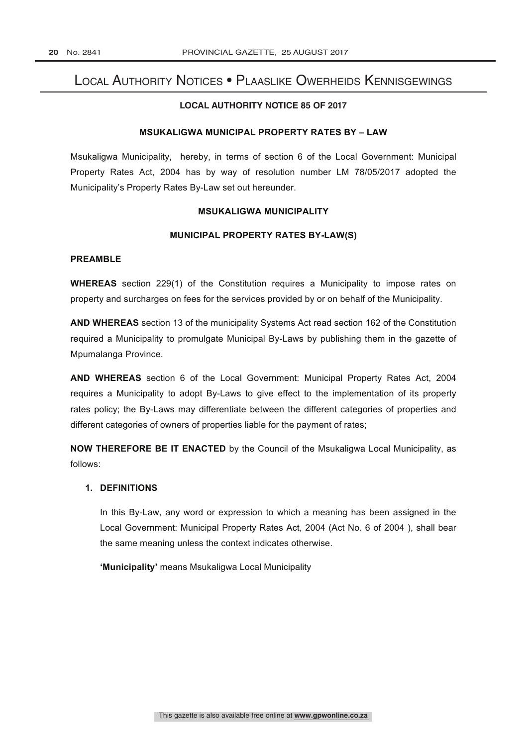# Local Authority Notices • Plaaslike Owerheids Kennisgewings

## LOCAL AUTHORITY NOTICE 85 OF 2017

### MSUKALIGWA MUNICIPAL PROPERTY RATES BY – LAW

Msukaligwa Municipality, hereby, in terms of section 6 of the Local Government: Municipal Property Rates Act, 2004 has by way of resolution number LM 78/05/2017 adopted the Municipality's Property Rates By-Law set out hereunder.

### MSUKALIGWA MUNICIPALITY

### MUNICIPAL PROPERTY RATES BY-LAW(S)

**PREAMBLE**

**WHEREAS** section 229(1) of the Constitution requires a Municipality to impose rates on property and surcharges on fees for the services provided by or on behalf of the Municipality.

**AND WHEREAS** section 13 of the municipality Systems Act read section 162 of the Constitution required a Municipality to promulgate Municipal By-Laws by publishing them in the gazette of Mpumalanga Province.

**AND WHEREAS** section 6 of the Local Government: Municipal Property Rates Act, 2004 requires a Municipality to adopt By-Laws to give effect to the implementation of its property rates policy; the By-Laws may differentiate between the different categories of properties and different categories of owners of properties liable for the payment of rates;

**NOW THEREFORE BE IT ENACTED** by the Council of the Msukaligwa Local Municipality, as follows:

**1. DEFINITIONS**

In this By-Law, any word or expression to which a meaning has been assigned in the Local Government: Municipal Property Rates Act, 2004 (Act No. 6 of 2004 ), shall bear the same meaning unless the context indicates otherwise.

**'Municipality'** means Msukaligwa Local Municipality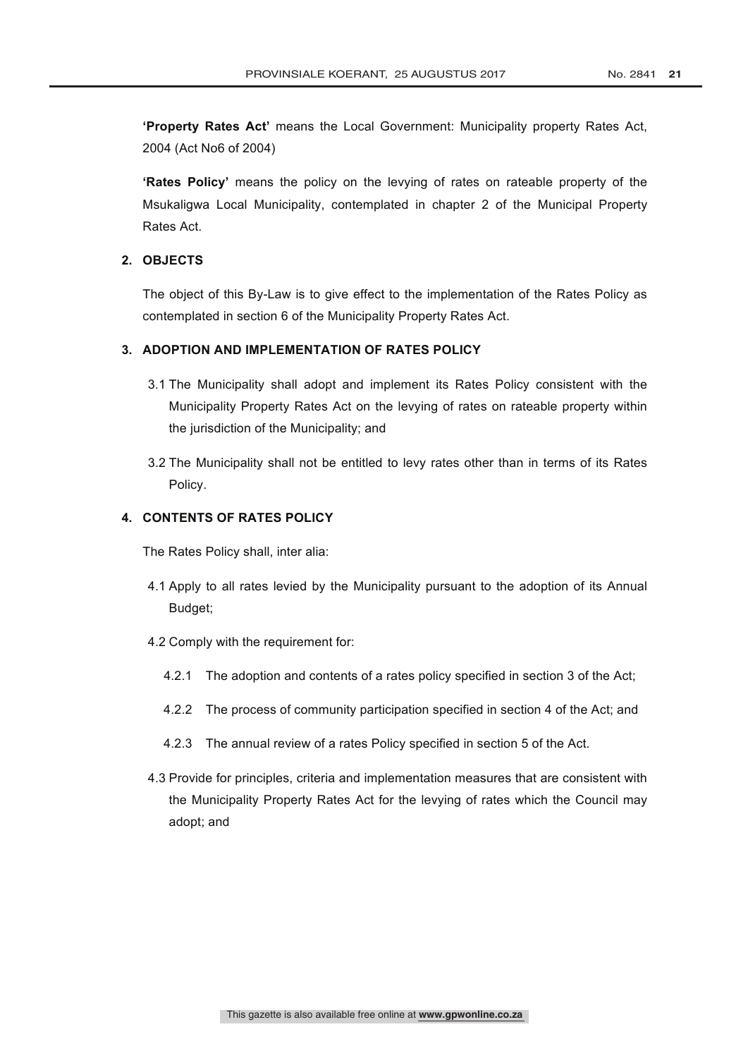**'Property Rates Act'** means the Local Government: Municipality property Rates Act, 2004 (Act No6 of 2004)

**'Rates Policy'** means the policy on the levying of rates on rateable property of the Msukaligwa Local Municipality, contemplated in chapter 2 of the Municipal Property Rates Act.

## 2. OBJECTS

The object of this By-Law is to give effect to the implementation of the Rates Policy as contemplated in section 6 of the Municipality Property Rates Act.

## 3. ADOPTION AND IMPLEMENTATION OF RATES POLICY

3.1 The Municipality shall adopt and implement its Rates Policy consistent with the Municipality Property Rates Act on the levying of rates on rateable property within the jurisdiction of the Municipality; and

3.2 The Municipality shall not be entitled to levy rates other than in terms of its Rates Policy.

## 4. CONTENTS OF RATES POLICY

The Rates Policy shall, inter alia:

4.1 Apply to all rates levied by the Municipality pursuant to the adoption of its Annual Budget;

4.2 Comply with the requirement for:

4.2.1 The adoption and contents of a rates policy specified in section 3 of the Act;

4.2.2 The process of community participation specified in section 4 of the Act; and

4.2.3 The annual review of a rates Policy specified in section 5 of the Act.

4.3 Provide for principles, criteria and implementation measures that are consistent with the Municipality Property Rates Act for the levying of rates which the Council may adopt; and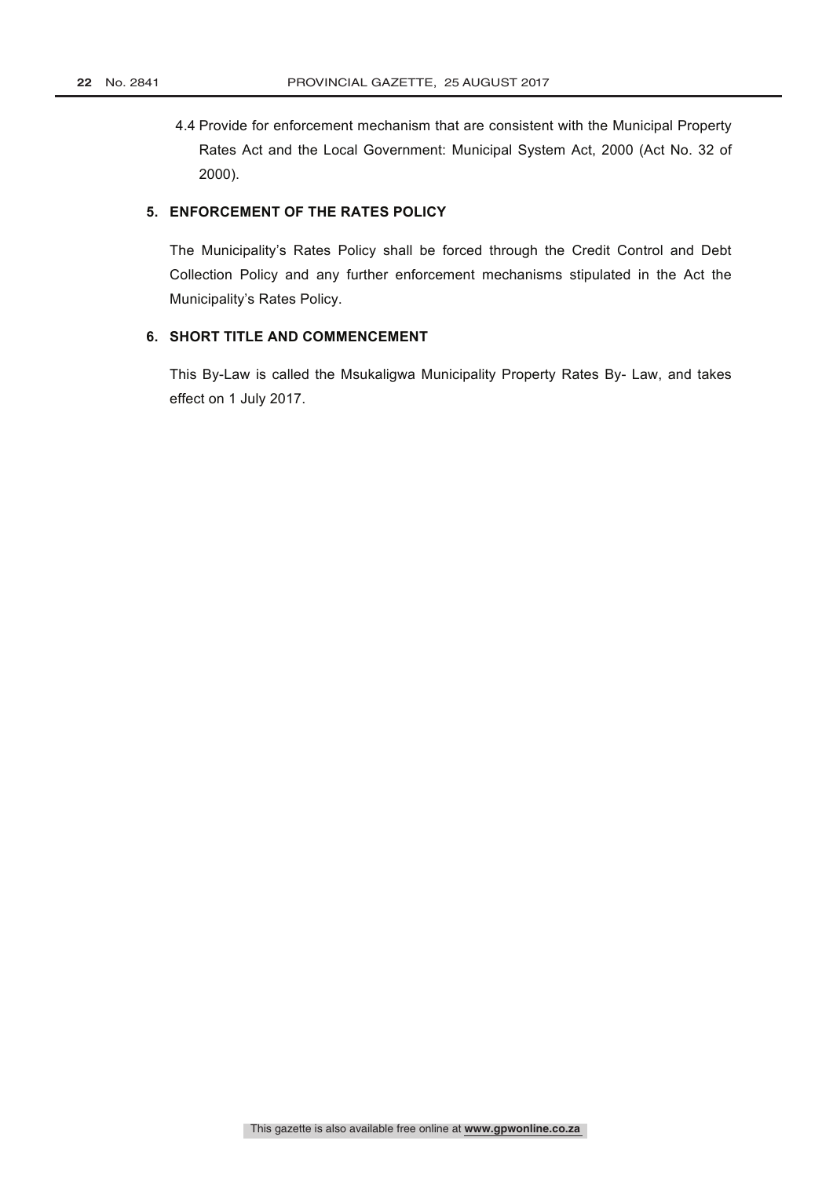4.4 Provide for enforcement mechanism that are consistent with the Municipal Property Rates Act and the Local Government: Municipal System Act, 2000 (Act No. 32 of 2000).

## 5. ENFORCEMENT OF THE RATES POLICY

The Municipality's Rates Policy shall be forced through the Credit Control and Debt Collection Policy and any further enforcement mechanisms stipulated in the Act the Municipality's Rates Policy.

## 6. SHORT TITLE AND COMMENCEMENT

This By-Law is called the Msukaligwa Municipality Property Rates By- Law, and takes effect on 1 July 2017.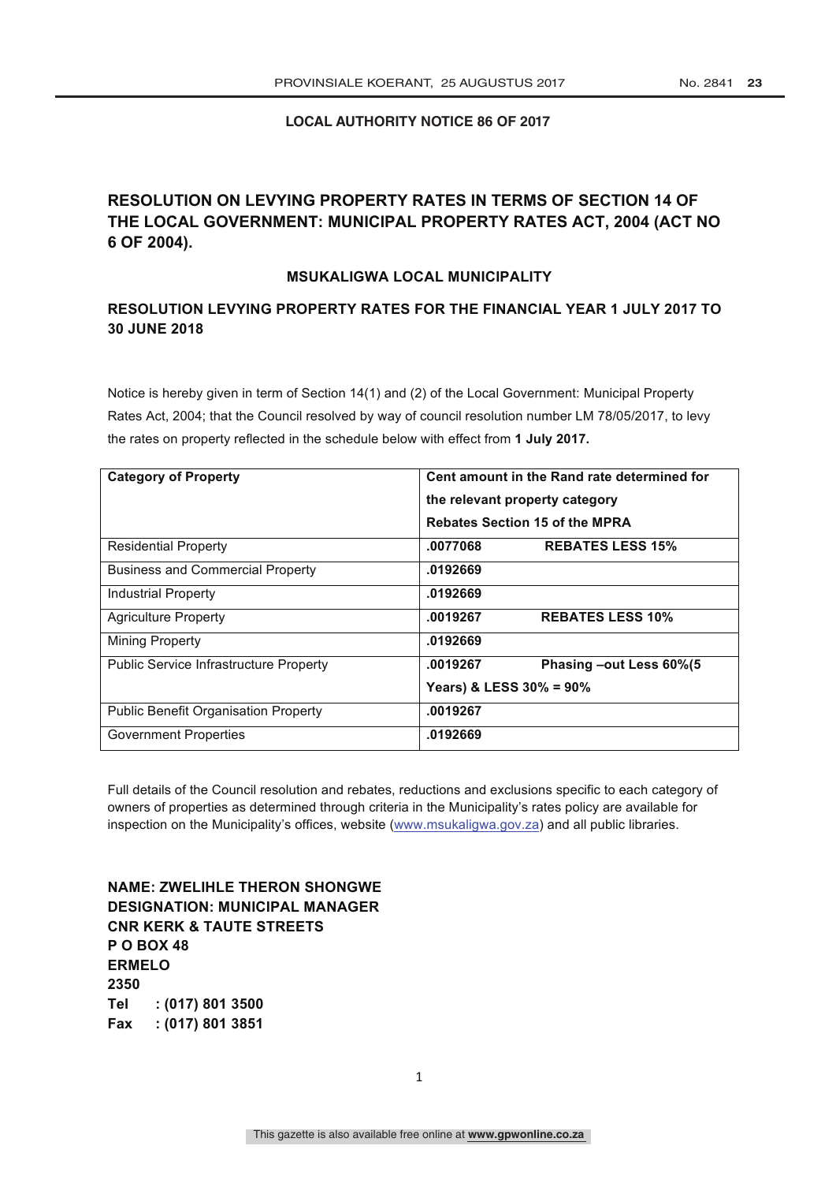**LOCAL AUTHORITY NOTICE 86 OF 2017**

## RESOLUTION ON LEVYING PROPERTY RATES IN TERMS OF SECTION 14 OF THE LOCAL GOVERNMENT: MUNICIPAL PROPERTY RATES ACT, 2004 (ACT NO 6 OF 2004).

### MSUKALIGWA LOCAL MUNICIPALITY

### RESOLUTION LEVYING PROPERTY RATES FOR THE FINANCIAL YEAR 1 JULY 2017 TO 30 JUNE 2018

Notice is hereby given in term of Section 14(1) and (2) of the Local Government: Municipal Property Rates Act, 2004; that the Council resolved by way of council resolution number LM 78/05/2017, to levy the rates on property reflected in the schedule below with effect from **1 July 2017.**

| **Category of Property** | **Cent amount in the Rand rate determined for the relevant property category Rebates Section 15 of the MPRA** |
|---|---|
| Residential Property | **.0077068 REBATES LESS 15%** |
| Business and Commercial Property | **.0192669** |
| Industrial Property | **.0192669** |
| Agriculture Property | **.0019267 REBATES LESS 10%** |
| Mining Property | **.0192669** |
| Public Service Infrastructure Property | **.0019267 Phasing –out Less 60%(5 Years) & LESS 30% = 90%** |
| Public Benefit Organisation Property | **.0019267** |
| Government Properties | **.0192669** |

Full details of the Council resolution and rebates, reductions and exclusions specific to each category of owners of properties as determined through criteria in the Municipality's rates policy are available for inspection on the Municipality's offices, website (www.msukaligwa.gov.za) and all public libraries.

**NAME: ZWELIHLE THERON SHONGWE**
**DESIGNATION: MUNICIPAL MANAGER**
**CNR KERK & TAUTE STREETS**
**P O BOX 48**
**ERMELO**
**2350**
**Tel : (017) 801 3500**
**Fax : (017) 801 3851**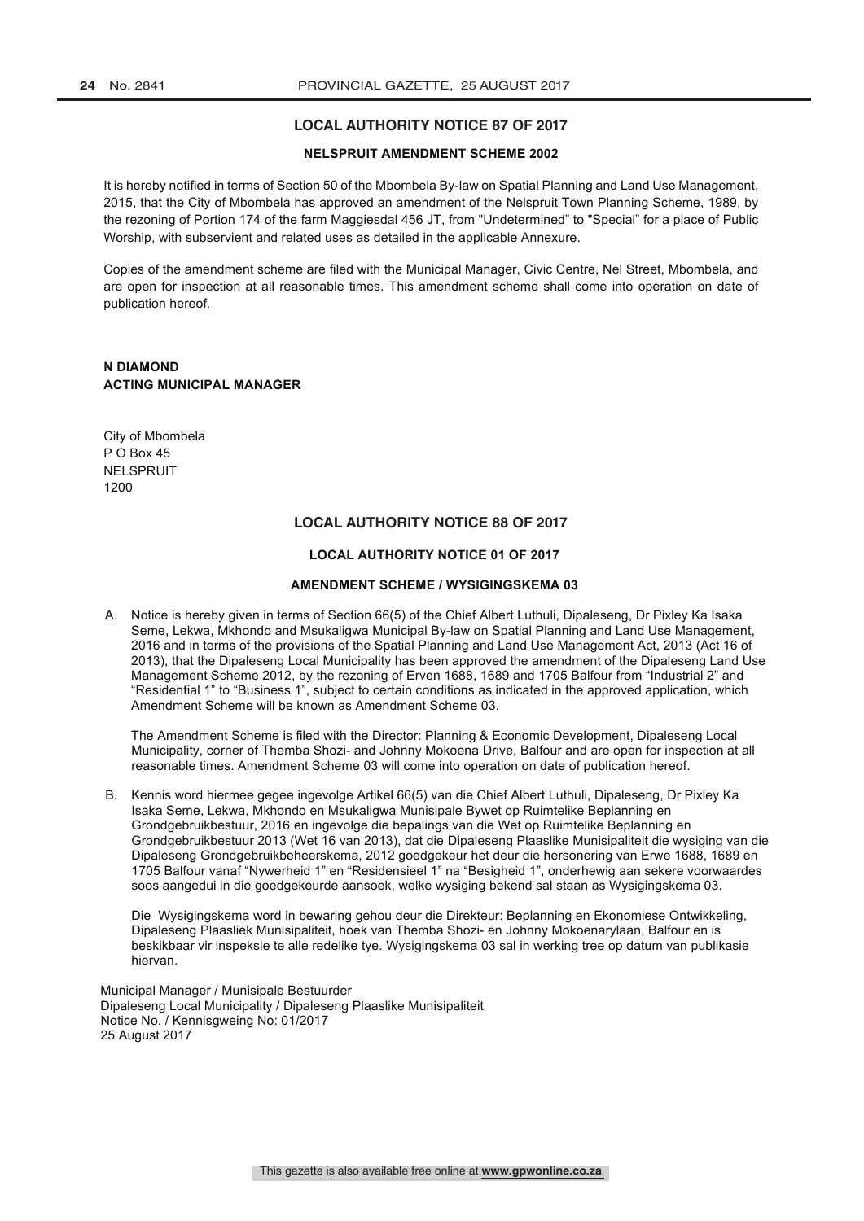## LOCAL AUTHORITY NOTICE 87 OF 2017

### NELSPRUIT AMENDMENT SCHEME 2002

It is hereby notified in terms of Section 50 of the Mbombela By-law on Spatial Planning and Land Use Management, 2015, that the City of Mbombela has approved an amendment of the Nelspruit Town Planning Scheme, 1989, by the rezoning of Portion 174 of the farm Maggiesdal 456 JT, from "Undetermined" to "Special" for a place of Public Worship, with subservient and related uses as detailed in the applicable Annexure.

Copies of the amendment scheme are filed with the Municipal Manager, Civic Centre, Nel Street, Mbombela, and are open for inspection at all reasonable times. This amendment scheme shall come into operation on date of publication hereof.

**N DIAMOND**
**ACTING MUNICIPAL MANAGER**

City of Mbombela
P O Box 45
NELSPRUIT
1200

## LOCAL AUTHORITY NOTICE 88 OF 2017

### LOCAL AUTHORITY NOTICE 01 OF 2017

### AMENDMENT SCHEME / WYSIGINGSKEMA 03

A. Notice is hereby given in terms of Section 66(5) of the Chief Albert Luthuli, Dipaleseng, Dr Pixley Ka Isaka Seme, Lekwa, Mkhondo and Msukaligwa Municipal By-law on Spatial Planning and Land Use Management, 2016 and in terms of the provisions of the Spatial Planning and Land Use Management Act, 2013 (Act 16 of 2013), that the Dipaleseng Local Municipality has been approved the amendment of the Dipaleseng Land Use Management Scheme 2012, by the rezoning of Erven 1688, 1689 and 1705 Balfour from "Industrial 2" and "Residential 1" to "Business 1", subject to certain conditions as indicated in the approved application, which Amendment Scheme will be known as Amendment Scheme 03.

The Amendment Scheme is filed with the Director: Planning & Economic Development, Dipaleseng Local Municipality, corner of Themba Shozi- and Johnny Mokoena Drive, Balfour and are open for inspection at all reasonable times. Amendment Scheme 03 will come into operation on date of publication hereof.

B. Kennis word hiermee gegee ingevolge Artikel 66(5) van die Chief Albert Luthuli, Dipaleseng, Dr Pixley Ka Isaka Seme, Lekwa, Mkhondo en Msukaligwa Munisipale Bywet op Ruimtelike Beplanning en Grondgebruikbestuur, 2016 en ingevolge die bepalings van die Wet op Ruimtelike Beplanning en Grondgebruikbestuur 2013 (Wet 16 van 2013), dat die Dipaleseng Plaaslike Munisipaliteit die wysiging van die Dipaleseng Grondgebruikbeheerskema, 2012 goedgekeur het deur die hersonering van Erwe 1688, 1689 en 1705 Balfour vanaf "Nywerheid 1" en "Residensieel 1" na "Besigheid 1", onderhewig aan sekere voorwaardes soos aangedui in die goedgekeurde aansoek, welke wysiging bekend sal staan as Wysigingskema 03.

Die Wysigingskema word in bewaring gehou deur die Direkteur: Beplanning en Ekonomiese Ontwikkeling, Dipaleseng Plaasliek Munisipaliteit, hoek van Themba Shozi- en Johnny Mokoenarylaan, Balfour en is beskikbaar vir inspeksie te alle redelike tye. Wysigingskema 03 sal in werking tree op datum van publikasie hiervan.

Municipal Manager / Munisipale Bestuurder
Dipaleseng Local Municipality / Dipaleseng Plaaslike Munisipaliteit
Notice No. / Kennisgweing No: 01/2017
25 August 2017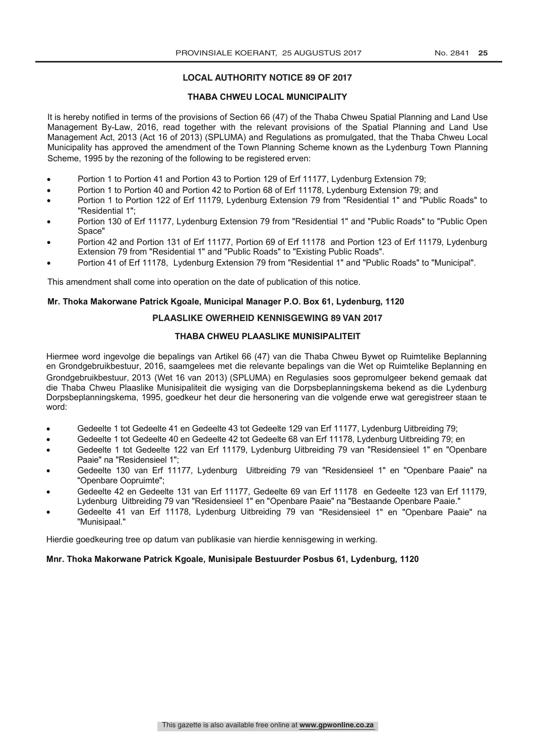## LOCAL AUTHORITY NOTICE 89 OF 2017

### THABA CHWEU LOCAL MUNICIPALITY

It is hereby notified in terms of the provisions of Section 66 (47) of the Thaba Chweu Spatial Planning and Land Use Management By-Law, 2016, read together with the relevant provisions of the Spatial Planning and Land Use Management Act, 2013 (Act 16 of 2013) (SPLUMA) and Regulations as promulgated, that the Thaba Chweu Local Municipality has approved the amendment of the Town Planning Scheme known as the Lydenburg Town Planning Scheme, 1995 by the rezoning of the following to be registered erven:

- Portion 1 to Portion 41 and Portion 43 to Portion 129 of Erf 11177, Lydenburg Extension 79;
- Portion 1 to Portion 40 and Portion 42 to Portion 68 of Erf 11178, Lydenburg Extension 79; and
- Portion 1 to Portion 122 of Erf 11179, Lydenburg Extension 79 from "Residential 1" and "Public Roads" to "Residential 1";
- Portion 130 of Erf 11177, Lydenburg Extension 79 from "Residential 1" and "Public Roads" to "Public Open Space"
- Portion 42 and Portion 131 of Erf 11177, Portion 69 of Erf 11178 and Portion 123 of Erf 11179, Lydenburg Extension 79 from "Residential 1" and "Public Roads" to "Existing Public Roads".
- Portion 41 of Erf 11178, Lydenburg Extension 79 from "Residential 1" and "Public Roads" to "Municipal".

This amendment shall come into operation on the date of publication of this notice.

**Mr. Thoka Makorwane Patrick Kgoale, Municipal Manager P.O. Box 61, Lydenburg, 1120**

## PLAASLIKE OWERHEID KENNISGEWING 89 VAN 2017

### THABA CHWEU PLAASLIKE MUNISIPALITEIT

Hiermee word ingevolge die bepalings van Artikel 66 (47) van die Thaba Chweu Bywet op Ruimtelike Beplanning en Grondgebruikbestuur, 2016, saamgelees met die relevante bepalings van die Wet op Ruimtelike Beplanning en Grondgebruikbestuur, 2013 (Wet 16 van 2013) (SPLUMA) en Regulasies soos gepromulgeer bekend gemaak dat die Thaba Chweu Plaaslike Munisipaliteit die wysiging van die Dorpsbeplanningskema bekend as die Lydenburg Dorpsbeplanningskema, 1995, goedkeur het deur die hersonering van die volgende erwe wat geregistreer staan te word:

- Gedeelte 1 tot Gedeelte 41 en Gedeelte 43 tot Gedeelte 129 van Erf 11177, Lydenburg Uitbreiding 79;
- Gedeelte 1 tot Gedeelte 40 en Gedeelte 42 tot Gedeelte 68 van Erf 11178, Lydenburg Uitbreiding 79; en
- Gedeelte 1 tot Gedeelte 122 van Erf 11179, Lydenburg Uitbreiding 79 van "Residensieel 1" en "Openbare Paaie" na "Residensieel 1";
- Gedeelte 130 van Erf 11177, Lydenburg Uitbreiding 79 van "Residensieel 1" en "Openbare Paaie" na "Openbare Oopruimte";
- Gedeelte 42 en Gedeelte 131 van Erf 11177, Gedeelte 69 van Erf 11178 en Gedeelte 123 van Erf 11179, Lydenburg Uitbreiding 79 van "Residensieel 1" en "Openbare Paaie" na "Bestaande Openbare Paaie."
- Gedeelte 41 van Erf 11178, Lydenburg Uitbreiding 79 van "Residensieel 1" en "Openbare Paaie" na "Munisipaal."

Hierdie goedkeuring tree op datum van publikasie van hierdie kennisgewing in werking.

**Mnr. Thoka Makorwane Patrick Kgoale, Munisipale Bestuurder Posbus 61, Lydenburg, 1120**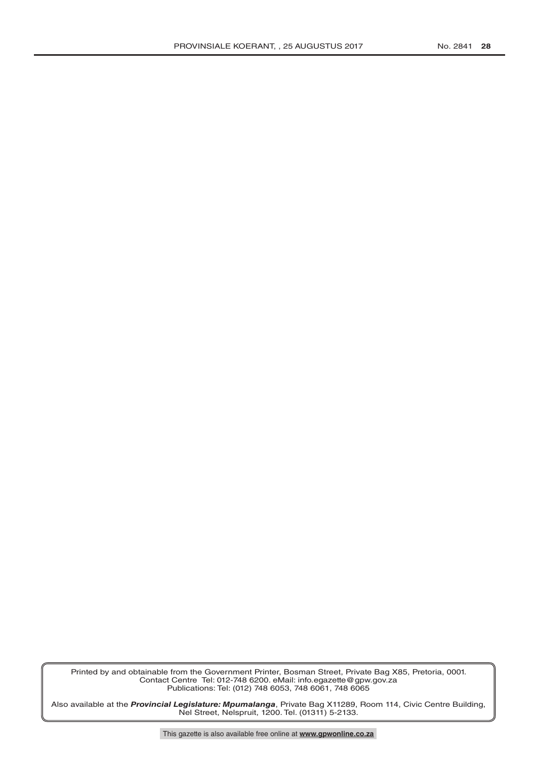Printed by and obtainable from the Government Printer, Bosman Street, Private Bag X85, Pretoria, 0001.
Contact Centre Tel: 012-748 6200. eMail: info.egazette@gpw.gov.za
Publications: Tel: (012) 748 6053, 748 6061, 748 6065

Also available at the ***Provincial Legislature: Mpumalanga***, Private Bag X11289, Room 114, Civic Centre Building, Nel Street, Nelspruit, 1200. Tel. (01311) 5-2133.

This gazette is also available free online at **www.gpwonline.co.za**